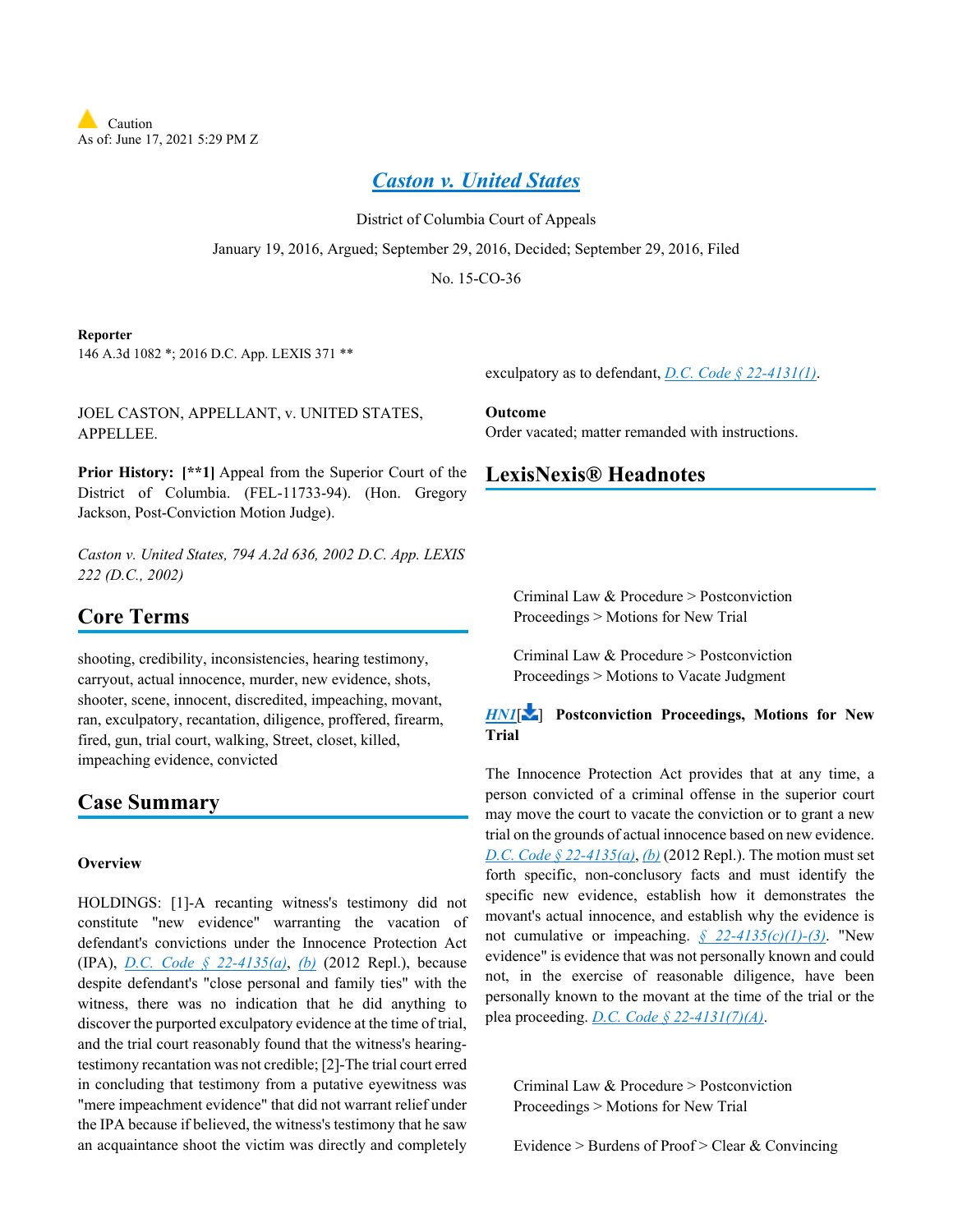Caution
As of: June 17, 2021 5:29 PM Z

# Caston v. United States

District of Columbia Court of Appeals

January 19, 2016, Argued; September 29, 2016, Decided; September 29, 2016, Filed

No. 15-CO-36

**Reporter**
146 A.3d 1082 *; 2016 D.C. App. LEXIS 371 **

JOEL CASTON, APPELLANT, v. UNITED STATES, APPELLEE.

**Prior History: [**1]** Appeal from the Superior Court of the District of Columbia. (FEL-11733-94). (Hon. Gregory Jackson, Post-Conviction Motion Judge).

*Caston v. United States, 794 A.2d 636, 2002 D.C. App. LEXIS 222 (D.C., 2002)*

## Core Terms

shooting, credibility, inconsistencies, hearing testimony, carryout, actual innocence, murder, new evidence, shots, shooter, scene, innocent, discredited, impeaching, movant, ran, exculpatory, recantation, diligence, proffered, firearm, fired, gun, trial court, walking, Street, closet, killed, impeaching evidence, convicted

## Case Summary

### Overview

HOLDINGS: [1]-A recanting witness's testimony did not constitute "new evidence" warranting the vacation of defendant's convictions under the Innocence Protection Act (IPA), D.C. Code § 22-4135(a), (b) (2012 Repl.), because despite defendant's "close personal and family ties" with the witness, there was no indication that he did anything to discover the purported exculpatory evidence at the time of trial, and the trial court reasonably found that the witness's hearing-testimony recantation was not credible; [2]-The trial court erred in concluding that testimony from a putative eyewitness was "mere impeachment evidence" that did not warrant relief under the IPA because if believed, the witness's testimony that he saw an acquaintance shoot the victim was directly and completely exculpatory as to defendant, D.C. Code § 22-4131(1).

### Outcome

Order vacated; matter remanded with instructions.

## LexisNexis® Headnotes

Criminal Law & Procedure > Postconviction Proceedings > Motions for New Trial

Criminal Law & Procedure > Postconviction Proceedings > Motions to Vacate Judgment

**HN1[] Postconviction Proceedings, Motions for New Trial**

The Innocence Protection Act provides that at any time, a person convicted of a criminal offense in the superior court may move the court to vacate the conviction or to grant a new trial on the grounds of actual innocence based on new evidence. D.C. Code § 22-4135(a), (b) (2012 Repl.). The motion must set forth specific, non-conclusory facts and must identify the specific new evidence, establish how it demonstrates the movant's actual innocence, and establish why the evidence is not cumulative or impeaching. § 22-4135(c)(1)-(3). "New evidence" is evidence that was not personally known and could not, in the exercise of reasonable diligence, have been personally known to the movant at the time of the trial or the plea proceeding. D.C. Code § 22-4131(7)(A).

Criminal Law & Procedure > Postconviction Proceedings > Motions for New Trial

Evidence > Burdens of Proof > Clear & Convincing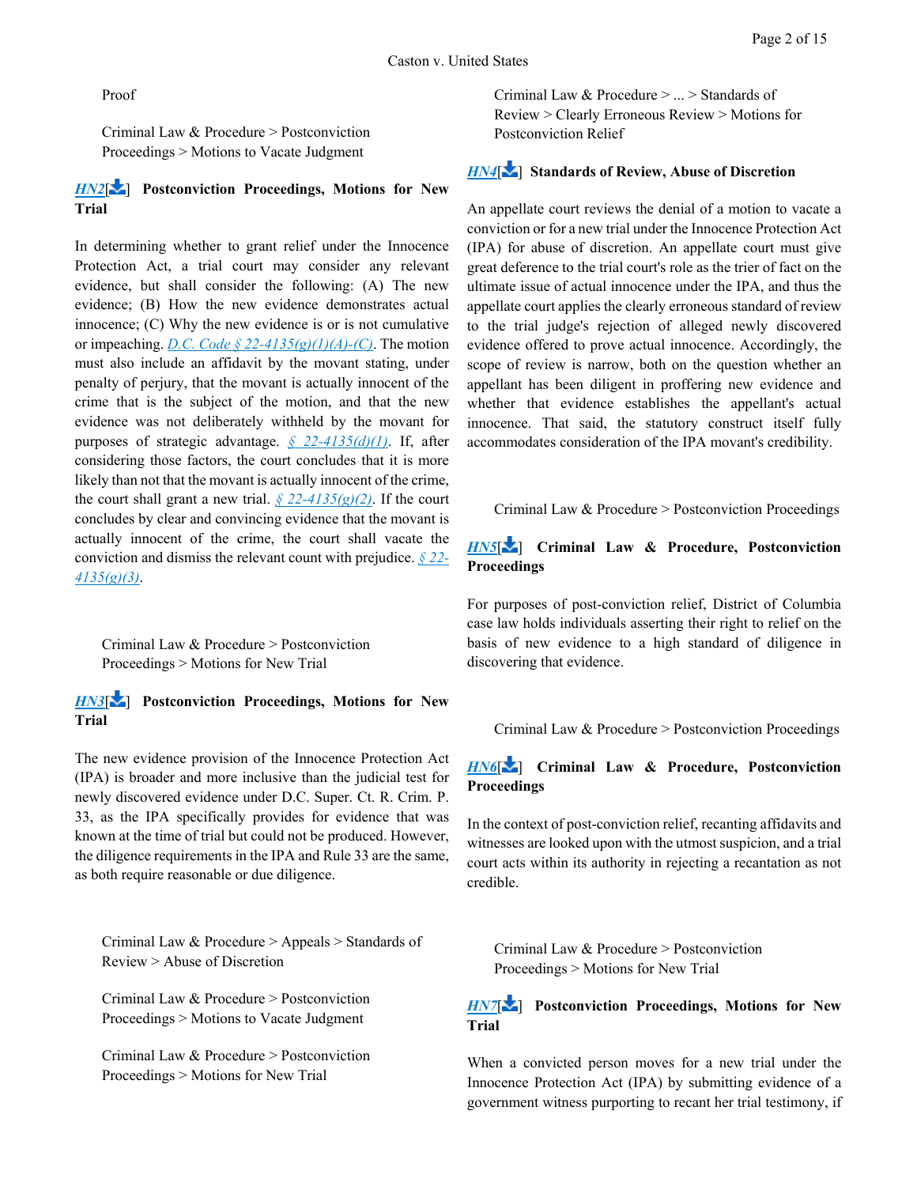Proof

Criminal Law & Procedure > Postconviction Proceedings > Motions to Vacate Judgment

**HN2[] Postconviction Proceedings, Motions for New Trial**

In determining whether to grant relief under the Innocence Protection Act, a trial court may consider any relevant evidence, but shall consider the following: (A) The new evidence; (B) How the new evidence demonstrates actual innocence; (C) Why the new evidence is or is not cumulative or impeaching. D.C. Code § 22-4135(g)(1)(A)-(C). The motion must also include an affidavit by the movant stating, under penalty of perjury, that the movant is actually innocent of the crime that is the subject of the motion, and that the new evidence was not deliberately withheld by the movant for purposes of strategic advantage. § 22-4135(d)(1). If, after considering those factors, the court concludes that it is more likely than not that the movant is actually innocent of the crime, the court shall grant a new trial. § 22-4135(g)(2). If the court concludes by clear and convincing evidence that the movant is actually innocent of the crime, the court shall vacate the conviction and dismiss the relevant count with prejudice. § 22-4135(g)(3).

Criminal Law & Procedure > Postconviction Proceedings > Motions for New Trial

**HN3[] Postconviction Proceedings, Motions for New Trial**

The new evidence provision of the Innocence Protection Act (IPA) is broader and more inclusive than the judicial test for newly discovered evidence under D.C. Super. Ct. R. Crim. P. 33, as the IPA specifically provides for evidence that was known at the time of trial but could not be produced. However, the diligence requirements in the IPA and Rule 33 are the same, as both require reasonable or due diligence.

Criminal Law & Procedure > Appeals > Standards of Review > Abuse of Discretion

Criminal Law & Procedure > Postconviction Proceedings > Motions to Vacate Judgment

Criminal Law & Procedure > Postconviction Proceedings > Motions for New Trial

Criminal Law & Procedure > ... > Standards of Review > Clearly Erroneous Review > Motions for Postconviction Relief

**HN4[] Standards of Review, Abuse of Discretion**

An appellate court reviews the denial of a motion to vacate a conviction or for a new trial under the Innocence Protection Act (IPA) for abuse of discretion. An appellate court must give great deference to the trial court's role as the trier of fact on the ultimate issue of actual innocence under the IPA, and thus the appellate court applies the clearly erroneous standard of review to the trial judge's rejection of alleged newly discovered evidence offered to prove actual innocence. Accordingly, the scope of review is narrow, both on the question whether an appellant has been diligent in proffering new evidence and whether that evidence establishes the appellant's actual innocence. That said, the statutory construct itself fully accommodates consideration of the IPA movant's credibility.

Criminal Law & Procedure > Postconviction Proceedings

**HN5[] Criminal Law & Procedure, Postconviction Proceedings**

For purposes of post-conviction relief, District of Columbia case law holds individuals asserting their right to relief on the basis of new evidence to a high standard of diligence in discovering that evidence.

Criminal Law & Procedure > Postconviction Proceedings

**HN6[] Criminal Law & Procedure, Postconviction Proceedings**

In the context of post-conviction relief, recanting affidavits and witnesses are looked upon with the utmost suspicion, and a trial court acts within its authority in rejecting a recantation as not credible.

Criminal Law & Procedure > Postconviction Proceedings > Motions for New Trial

**HN7[] Postconviction Proceedings, Motions for New Trial**

When a convicted person moves for a new trial under the Innocence Protection Act (IPA) by submitting evidence of a government witness purporting to recant her trial testimony, if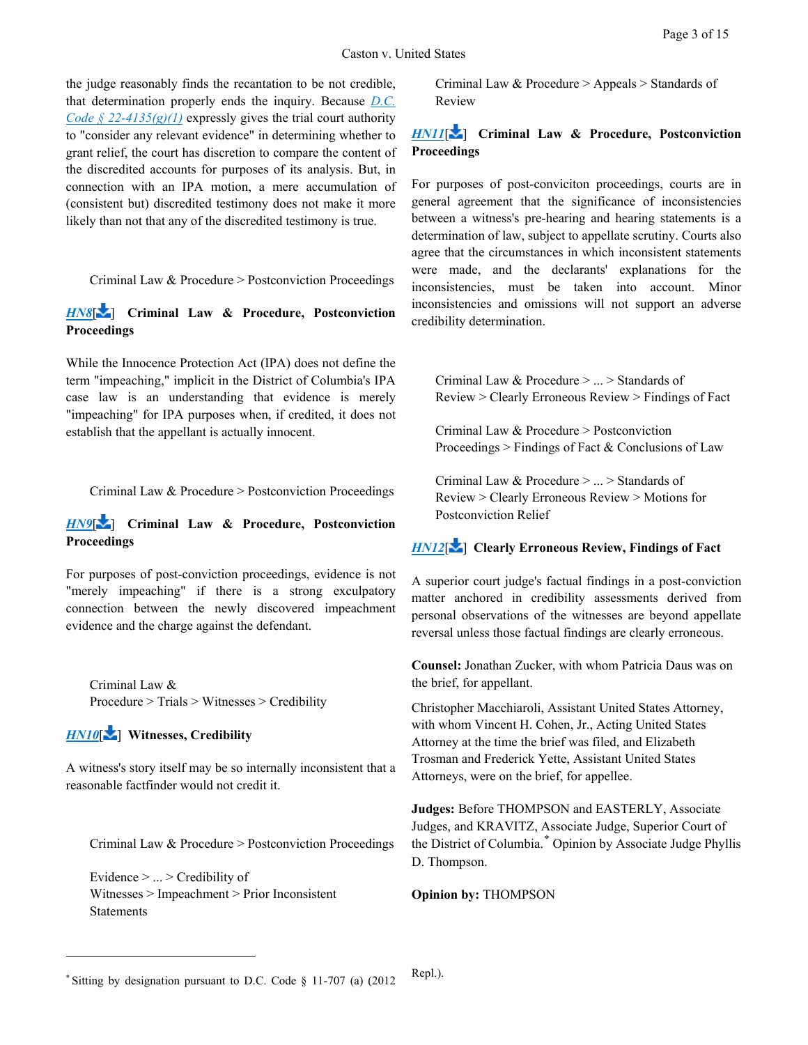the judge reasonably finds the recantation to be not credible, that determination properly ends the inquiry. Because D.C. Code § 22-4135(g)(1) expressly gives the trial court authority to "consider any relevant evidence" in determining whether to grant relief, the court has discretion to compare the content of the discredited accounts for purposes of its analysis. But, in connection with an IPA motion, a mere accumulation of (consistent but) discredited testimony does not make it more likely than not that any of the discredited testimony is true.

Criminal Law & Procedure > Postconviction Proceedings

**HN8[] Criminal Law & Procedure, Postconviction Proceedings**

While the Innocence Protection Act (IPA) does not define the term "impeaching," implicit in the District of Columbia's IPA case law is an understanding that evidence is merely "impeaching" for IPA purposes when, if credited, it does not establish that the appellant is actually innocent.

Criminal Law & Procedure > Postconviction Proceedings

**HN9[] Criminal Law & Procedure, Postconviction Proceedings**

For purposes of post-conviction proceedings, evidence is not "merely impeaching" if there is a strong exculpatory connection between the newly discovered impeachment evidence and the charge against the defendant.

Criminal Law & Procedure > Trials > Witnesses > Credibility

**HN10[] Witnesses, Credibility**

A witness's story itself may be so internally inconsistent that a reasonable factfinder would not credit it.

Criminal Law & Procedure > Postconviction Proceedings

Evidence > ... > Credibility of Witnesses > Impeachment > Prior Inconsistent Statements

Criminal Law & Procedure > Appeals > Standards of Review

**HN11[] Criminal Law & Procedure, Postconviction Proceedings**

For purposes of post-conviciton proceedings, courts are in general agreement that the significance of inconsistencies between a witness's pre-hearing and hearing statements is a determination of law, subject to appellate scrutiny. Courts also agree that the circumstances in which inconsistent statements were made, and the declarants' explanations for the inconsistencies, must be taken into account. Minor inconsistencies and omissions will not support an adverse credibility determination.

Criminal Law & Procedure > ... > Standards of Review > Clearly Erroneous Review > Findings of Fact

Criminal Law & Procedure > Postconviction Proceedings > Findings of Fact & Conclusions of Law

Criminal Law & Procedure > ... > Standards of Review > Clearly Erroneous Review > Motions for Postconviction Relief

**HN12[] Clearly Erroneous Review, Findings of Fact**

A superior court judge's factual findings in a post-conviction matter anchored in credibility assessments derived from personal observations of the witnesses are beyond appellate reversal unless those factual findings are clearly erroneous.

**Counsel:** Jonathan Zucker, with whom Patricia Daus was on the brief, for appellant.

Christopher Macchiaroli, Assistant United States Attorney, with whom Vincent H. Cohen, Jr., Acting United States Attorney at the time the brief was filed, and Elizabeth Trosman and Frederick Yette, Assistant United States Attorneys, were on the brief, for appellee.

**Judges:** Before THOMPSON and EASTERLY, Associate Judges, and KRAVITZ, Associate Judge, Superior Court of the District of Columbia.* Opinion by Associate Judge Phyllis D. Thompson.

**Opinion by:** THOMPSON

* Sitting by designation pursuant to D.C. Code § 11-707 (a) (2012 Repl.).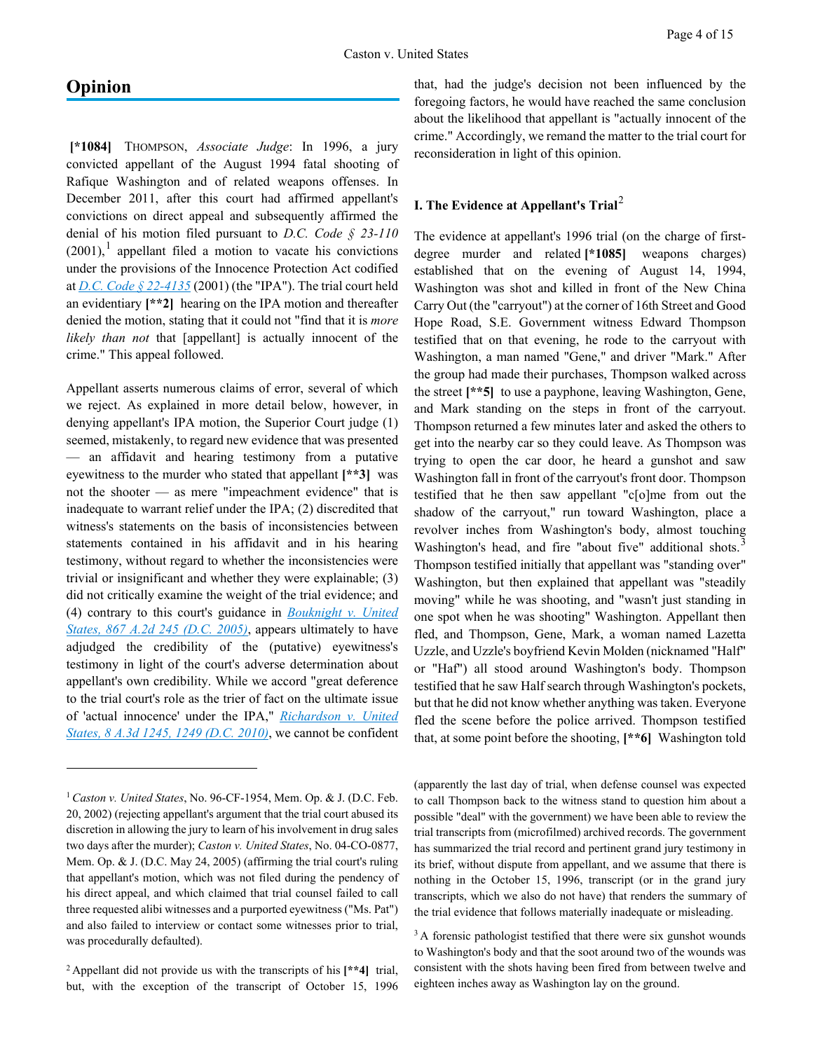## Opinion

**[*1084]** THOMPSON, *Associate Judge*: In 1996, a jury convicted appellant of the August 1994 fatal shooting of Rafique Washington and of related weapons offenses. In December 2011, after this court had affirmed appellant's convictions on direct appeal and subsequently affirmed the denial of his motion filed pursuant to *D.C. Code § 23-110* (2001),[1] appellant filed a motion to vacate his convictions under the provisions of the Innocence Protection Act codified at *D.C. Code § 22-4135* (2001) (the "IPA"). The trial court held an evidentiary **[**2]** hearing on the IPA motion and thereafter denied the motion, stating that it could not "find that it is *more likely than not* that [appellant] is actually innocent of the crime." This appeal followed.

Appellant asserts numerous claims of error, several of which we reject. As explained in more detail below, however, in denying appellant's IPA motion, the Superior Court judge (1) seemed, mistakenly, to regard new evidence that was presented — an affidavit and hearing testimony from a putative eyewitness to the murder who stated that appellant **[**3]** was not the shooter — as mere "impeachment evidence" that is inadequate to warrant relief under the IPA; (2) discredited that witness's statements on the basis of inconsistencies between statements contained in his affidavit and in his hearing testimony, without regard to whether the inconsistencies were trivial or insignificant and whether they were explainable; (3) did not critically examine the weight of the trial evidence; and (4) contrary to this court's guidance in *Bouknight v. United States, 867 A.2d 245 (D.C. 2005)*, appears ultimately to have adjudged the credibility of the (putative) eyewitness's testimony in light of the court's adverse determination about appellant's own credibility. While we accord "great deference to the trial court's role as the trier of fact on the ultimate issue of 'actual innocence' under the IPA," *Richardson v. United States, 8 A.3d 1245, 1249 (D.C. 2010)*, we cannot be confident that, had the judge's decision not been influenced by the foregoing factors, he would have reached the same conclusion about the likelihood that appellant is "actually innocent of the crime." Accordingly, we remand the matter to the trial court for reconsideration in light of this opinion.

### I. The Evidence at Appellant's Trial[2]

The evidence at appellant's 1996 trial (on the charge of first-degree murder and related **[*1085]** weapons charges) established that on the evening of August 14, 1994, Washington was shot and killed in front of the New China Carry Out (the "carryout") at the corner of 16th Street and Good Hope Road, S.E. Government witness Edward Thompson testified that on that evening, he rode to the carryout with Washington, a man named "Gene," and driver "Mark." After the group had made their purchases, Thompson walked across the street **[**5]** to use a payphone, leaving Washington, Gene, and Mark standing on the steps in front of the carryout. Thompson returned a few minutes later and asked the others to get into the nearby car so they could leave. As Thompson was trying to open the car door, he heard a gunshot and saw Washington fall in front of the carryout's front door. Thompson testified that he then saw appellant "c[o]me from out the shadow of the carryout," run toward Washington, place a revolver inches from Washington's body, almost touching Washington's head, and fire "about five" additional shots.[3] Thompson testified initially that appellant was "standing over" Washington, but then explained that appellant was "steadily moving" while he was shooting, and "wasn't just standing in one spot when he was shooting" Washington. Appellant then fled, and Thompson, Gene, Mark, a woman named Lazetta Uzzle, and Uzzle's boyfriend Kevin Molden (nicknamed "Half" or "Haf") all stood around Washington's body. Thompson testified that he saw Half search through Washington's pockets, but that he did not know whether anything was taken. Everyone fled the scene before the police arrived. Thompson testified that, at some point before the shooting, **[**6]** Washington told

---

[1] *Caston v. United States*, No. 96-CF-1954, Mem. Op. & J. (D.C. Feb. 20, 2002) (rejecting appellant's argument that the trial court abused its discretion in allowing the jury to learn of his involvement in drug sales two days after the murder); *Caston v. United States*, No. 04-CO-0877, Mem. Op. & J. (D.C. May 24, 2005) (affirming the trial court's ruling that appellant's motion, which was not filed during the pendency of his direct appeal, and which claimed that trial counsel failed to call three requested alibi witnesses and a purported eyewitness ("Ms. Pat") and also failed to interview or contact some witnesses prior to trial, was procedurally defaulted).

[2] Appellant did not provide us with the transcripts of his **[**4]** trial, but, with the exception of the transcript of October 15, 1996 (apparently the last day of trial, when defense counsel was expected to call Thompson back to the witness stand to question him about a possible "deal" with the government) we have been able to review the trial transcripts from (microfilmed) archived records. The government has summarized the trial record and pertinent grand jury testimony in its brief, without dispute from appellant, and we assume that there is nothing in the October 15, 1996, transcript (or in the grand jury transcripts, which we also do not have) that renders the summary of the trial evidence that follows materially inadequate or misleading.

[3] A forensic pathologist testified that there were six gunshot wounds to Washington's body and that the soot around two of the wounds was consistent with the shots having been fired from between twelve and eighteen inches away as Washington lay on the ground.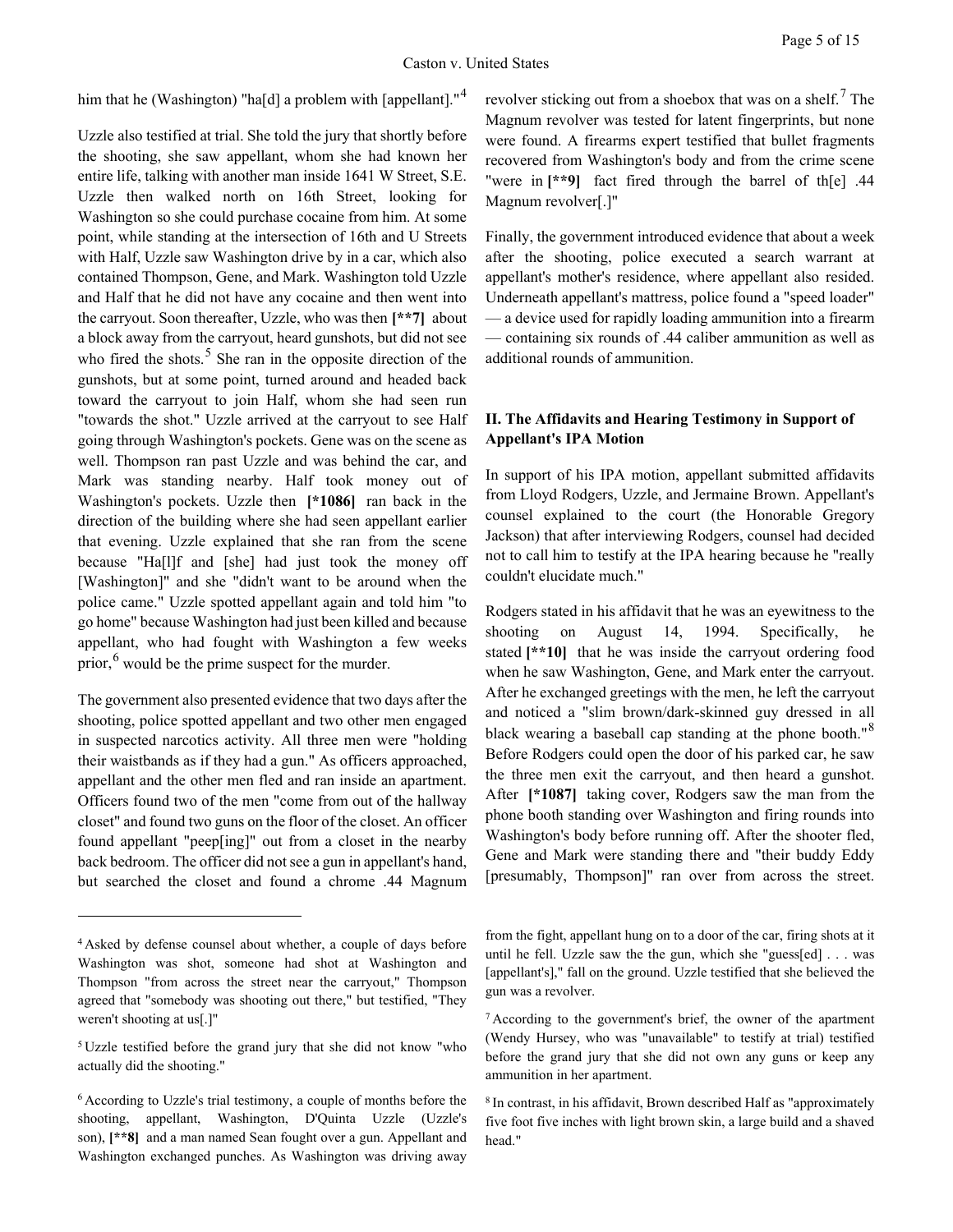him that he (Washington) "ha[d] a problem with [appellant]."[4]

Uzzle also testified at trial. She told the jury that shortly before the shooting, she saw appellant, whom she had known her entire life, talking with another man inside 1641 W Street, S.E. Uzzle then walked north on 16th Street, looking for Washington so she could purchase cocaine from him. At some point, while standing at the intersection of 16th and U Streets with Half, Uzzle saw Washington drive by in a car, which also contained Thompson, Gene, and Mark. Washington told Uzzle and Half that he did not have any cocaine and then went into the carryout. Soon thereafter, Uzzle, who was then **[**7]** about a block away from the carryout, heard gunshots, but did not see who fired the shots.[5] She ran in the opposite direction of the gunshots, but at some point, turned around and headed back toward the carryout to join Half, whom she had seen run "towards the shot." Uzzle arrived at the carryout to see Half going through Washington's pockets. Gene was on the scene as well. Thompson ran past Uzzle and was behind the car, and Mark was standing nearby. Half took money out of Washington's pockets. Uzzle then **[*1086]** ran back in the direction of the building where she had seen appellant earlier that evening. Uzzle explained that she ran from the scene because "Ha[l]f and [she] had just took the money off [Washington]" and she "didn't want to be around when the police came." Uzzle spotted appellant again and told him "to go home" because Washington had just been killed and because appellant, who had fought with Washington a few weeks prior,[6] would be the prime suspect for the murder.

The government also presented evidence that two days after the shooting, police spotted appellant and two other men engaged in suspected narcotics activity. All three men were "holding their waistbands as if they had a gun." As officers approached, appellant and the other men fled and ran inside an apartment. Officers found two of the men "come from out of the hallway closet" and found two guns on the floor of the closet. An officer found appellant "peep[ing]" out from a closet in the nearby back bedroom. The officer did not see a gun in appellant's hand, but searched the closet and found a chrome .44 Magnum revolver sticking out from a shoebox that was on a shelf.[7] The Magnum revolver was tested for latent fingerprints, but none were found. A firearms expert testified that bullet fragments recovered from Washington's body and from the crime scene "were in **[**9]** fact fired through the barrel of th[e] .44 Magnum revolver[.]"

Finally, the government introduced evidence that about a week after the shooting, police executed a search warrant at appellant's mother's residence, where appellant also resided. Underneath appellant's mattress, police found a "speed loader" — a device used for rapidly loading ammunition into a firearm — containing six rounds of .44 caliber ammunition as well as additional rounds of ammunition.

## II. The Affidavits and Hearing Testimony in Support of Appellant's IPA Motion

In support of his IPA motion, appellant submitted affidavits from Lloyd Rodgers, Uzzle, and Jermaine Brown. Appellant's counsel explained to the court (the Honorable Gregory Jackson) that after interviewing Rodgers, counsel had decided not to call him to testify at the IPA hearing because he "really couldn't elucidate much."

Rodgers stated in his affidavit that he was an eyewitness to the shooting on August 14, 1994. Specifically, he stated **[**10]** that he was inside the carryout ordering food when he saw Washington, Gene, and Mark enter the carryout. After he exchanged greetings with the men, he left the carryout and noticed a "slim brown/dark-skinned guy dressed in all black wearing a baseball cap standing at the phone booth."[8] Before Rodgers could open the door of his parked car, he saw the three men exit the carryout, and then heard a gunshot. After **[*1087]** taking cover, Rodgers saw the man from the phone booth standing over Washington and firing rounds into Washington's body before running off. After the shooter fled, Gene and Mark were standing there and "their buddy Eddy [presumably, Thompson]" ran over from across the street.

---

[4] Asked by defense counsel about whether, a couple of days before Washington was shot, someone had shot at Washington and Thompson "from across the street near the carryout," Thompson agreed that "somebody was shooting out there," but testified, "They weren't shooting at us[.]"

[5] Uzzle testified before the grand jury that she did not know "who actually did the shooting."

[6] According to Uzzle's trial testimony, a couple of months before the shooting, appellant, Washington, D'Quinta Uzzle (Uzzle's son), **[**8]** and a man named Sean fought over a gun. Appellant and Washington exchanged punches. As Washington was driving away from the fight, appellant hung on to a door of the car, firing shots at it until he fell. Uzzle saw the the gun, which she "guess[ed] . . . was [appellant's]," fall on the ground. Uzzle testified that she believed the gun was a revolver.

[7] According to the government's brief, the owner of the apartment (Wendy Hursey, who was "unavailable" to testify at trial) testified before the grand jury that she did not own any guns or keep any ammunition in her apartment.

[8] In contrast, in his affidavit, Brown described Half as "approximately five foot five inches with light brown skin, a large build and a shaved head."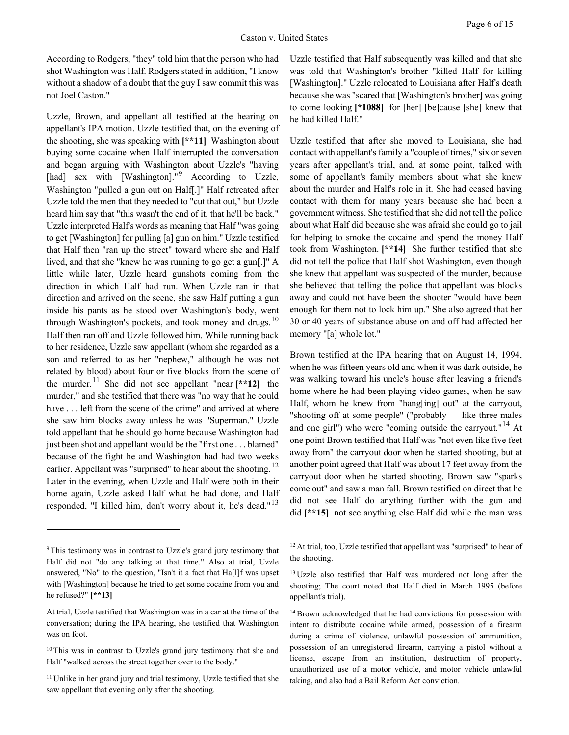According to Rodgers, "they" told him that the person who had shot Washington was Half. Rodgers stated in addition, "I know without a shadow of a doubt that the guy I saw commit this was not Joel Caston."

Uzzle, Brown, and appellant all testified at the hearing on appellant's IPA motion. Uzzle testified that, on the evening of the shooting, she was speaking with **[**11]** Washington about buying some cocaine when Half interrupted the conversation and began arguing with Washington about Uzzle's "having [had] sex with [Washington]."[9] According to Uzzle, Washington "pulled a gun out on Half[.]" Half retreated after Uzzle told the men that they needed to "cut that out," but Uzzle heard him say that "this wasn't the end of it, that he'll be back." Uzzle interpreted Half's words as meaning that Half "was going to get [Washington] for pulling [a] gun on him." Uzzle testified that Half then "ran up the street" toward where she and Half lived, and that she "knew he was running to go get a gun[.]" A little while later, Uzzle heard gunshots coming from the direction in which Half had run. When Uzzle ran in that direction and arrived on the scene, she saw Half putting a gun inside his pants as he stood over Washington's body, went through Washington's pockets, and took money and drugs.[10] Half then ran off and Uzzle followed him. While running back to her residence, Uzzle saw appellant (whom she regarded as a son and referred to as her "nephew," although he was not related by blood) about four or five blocks from the scene of the murder.[11] She did not see appellant "near **[**12]** the murder," and she testified that there was "no way that he could have . . . left from the scene of the crime" and arrived at where she saw him blocks away unless he was "Superman." Uzzle told appellant that he should go home because Washington had just been shot and appellant would be the "first one . . . blamed" because of the fight he and Washington had had two weeks earlier. Appellant was "surprised" to hear about the shooting.[12] Later in the evening, when Uzzle and Half were both in their home again, Uzzle asked Half what he had done, and Half responded, "I killed him, don't worry about it, he's dead."[13]

Uzzle testified that Half subsequently was killed and that she was told that Washington's brother "killed Half for killing [Washington]." Uzzle relocated to Louisiana after Half's death because she was "scared that [Washington's brother] was going to come looking **[*1088]** for [her] [be]cause [she] knew that he had killed Half."

Uzzle testified that after she moved to Louisiana, she had contact with appellant's family a "couple of times," six or seven years after appellant's trial, and, at some point, talked with some of appellant's family members about what she knew about the murder and Half's role in it. She had ceased having contact with them for many years because she had been a government witness. She testified that she did not tell the police about what Half did because she was afraid she could go to jail for helping to smoke the cocaine and spend the money Half took from Washington. **[**14]** She further testified that she did not tell the police that Half shot Washington, even though she knew that appellant was suspected of the murder, because she believed that telling the police that appellant was blocks away and could not have been the shooter "would have been enough for them not to lock him up." She also agreed that her 30 or 40 years of substance abuse on and off had affected her memory "[a] whole lot."

Brown testified at the IPA hearing that on August 14, 1994, when he was fifteen years old and when it was dark outside, he was walking toward his uncle's house after leaving a friend's home where he had been playing video games, when he saw Half, whom he knew from "hang[ing] out" at the carryout, "shooting off at some people" ("probably — like three males and one girl") who were "coming outside the carryout."[14] At one point Brown testified that Half was "not even like five feet away from" the carryout door when he started shooting, but at another point agreed that Half was about 17 feet away from the carryout door when he started shooting. Brown saw "sparks come out" and saw a man fall. Brown testified on direct that he did not see Half do anything further with the gun and did **[**15]** not see anything else Half did while the man was

---

[9] This testimony was in contrast to Uzzle's grand jury testimony that Half did not "do any talking at that time." Also at trial, Uzzle answered, "No" to the question, "Isn't it a fact that Ha[l]f was upset with [Washington] because he tried to get some cocaine from you and he refused?" **[**13]**

At trial, Uzzle testified that Washington was in a car at the time of the conversation; during the IPA hearing, she testified that Washington was on foot.

[10] This was in contrast to Uzzle's grand jury testimony that she and Half "walked across the street together over to the body."

[11] Unlike in her grand jury and trial testimony, Uzzle testified that she saw appellant that evening only after the shooting.

[12] At trial, too, Uzzle testified that appellant was "surprised" to hear of the shooting.

[13] Uzzle also testified that Half was murdered not long after the shooting; The court noted that Half died in March 1995 (before appellant's trial).

[14] Brown acknowledged that he had convictions for possession with intent to distribute cocaine while armed, possession of a firearm during a crime of violence, unlawful possession of ammunition, possession of an unregistered firearm, carrying a pistol without a license, escape from an institution, destruction of property, unauthorized use of a motor vehicle, and motor vehicle unlawful taking, and also had a Bail Reform Act conviction.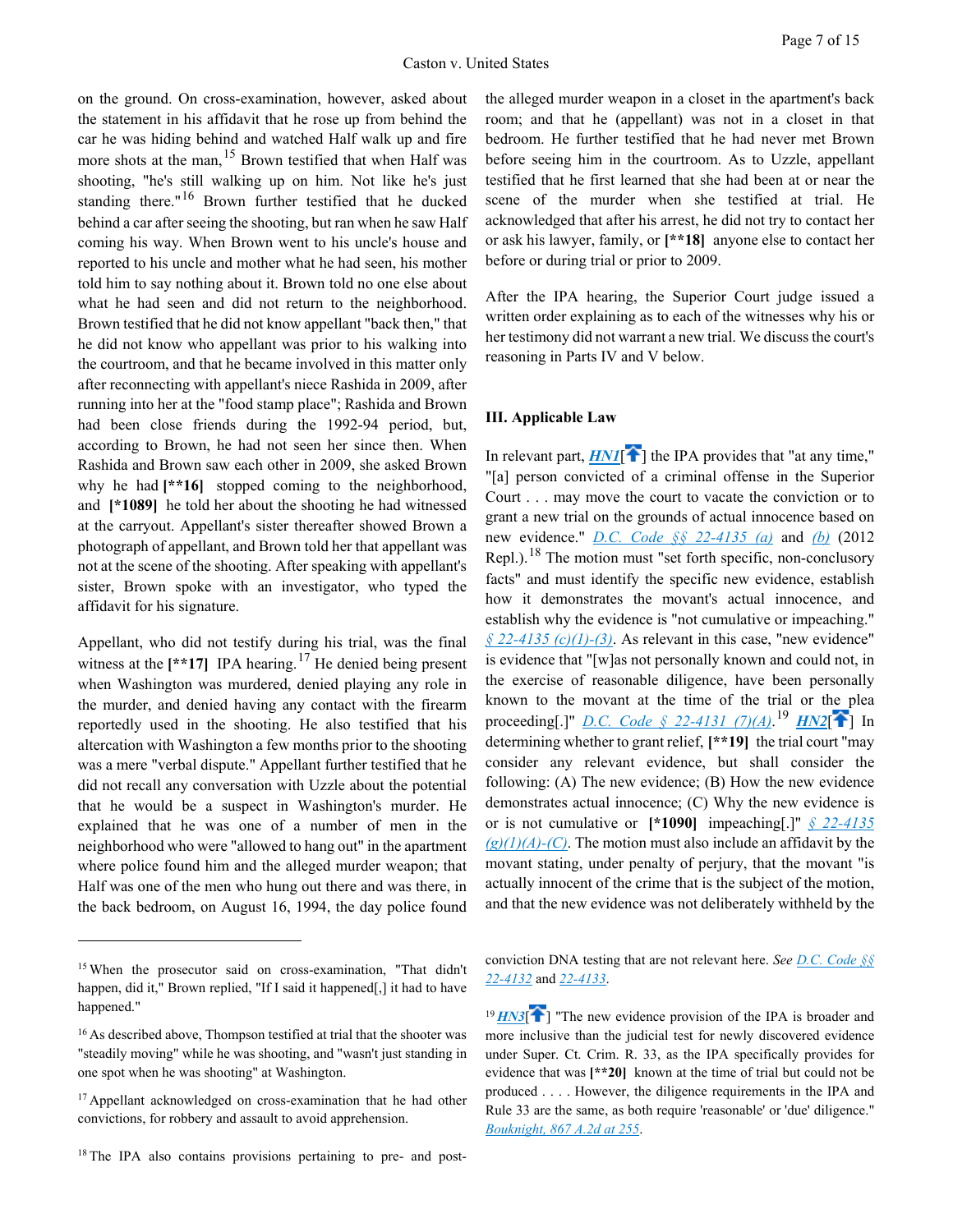on the ground. On cross-examination, however, asked about the statement in his affidavit that he rose up from behind the car he was hiding behind and watched Half walk up and fire more shots at the man,[15] Brown testified that when Half was shooting, "he's still walking up on him. Not like he's just standing there."[16] Brown further testified that he ducked behind a car after seeing the shooting, but ran when he saw Half coming his way. When Brown went to his uncle's house and reported to his uncle and mother what he had seen, his mother told him to say nothing about it. Brown told no one else about what he had seen and did not return to the neighborhood. Brown testified that he did not know appellant "back then," that he did not know who appellant was prior to his walking into the courtroom, and that he became involved in this matter only after reconnecting with appellant's niece Rashida in 2009, after running into her at the "food stamp place"; Rashida and Brown had been close friends during the 1992-94 period, but, according to Brown, he had not seen her since then. When Rashida and Brown saw each other in 2009, she asked Brown why he had **[**16]** stopped coming to the neighborhood, and **[*1089]** he told her about the shooting he had witnessed at the carryout. Appellant's sister thereafter showed Brown a photograph of appellant, and Brown told her that appellant was not at the scene of the shooting. After speaking with appellant's sister, Brown spoke with an investigator, who typed the affidavit for his signature.

Appellant, who did not testify during his trial, was the final witness at the **[**17]** IPA hearing.[17] He denied being present when Washington was murdered, denied playing any role in the murder, and denied having any contact with the firearm reportedly used in the shooting. He also testified that his altercation with Washington a few months prior to the shooting was a mere "verbal dispute." Appellant further testified that he did not recall any conversation with Uzzle about the potential that he would be a suspect in Washington's murder. He explained that he was one of a number of men in the neighborhood who were "allowed to hang out" in the apartment where police found him and the alleged murder weapon; that Half was one of the men who hung out there and was there, in the back bedroom, on August 16, 1994, the day police found the alleged murder weapon in a closet in the apartment's back room; and that he (appellant) was not in a closet in that bedroom. He further testified that he had never met Brown before seeing him in the courtroom. As to Uzzle, appellant testified that he first learned that she had been at or near the scene of the murder when she testified at trial. He acknowledged that after his arrest, he did not try to contact her or ask his lawyer, family, or **[**18]** anyone else to contact her before or during trial or prior to 2009.

After the IPA hearing, the Superior Court judge issued a written order explaining as to each of the witnesses why his or her testimony did not warrant a new trial. We discuss the court's reasoning in Parts IV and V below.

### III. Applicable Law

In relevant part, *HN1*[] the IPA provides that "at any time," "[a] person convicted of a criminal offense in the Superior Court . . . may move the court to vacate the conviction or to grant a new trial on the grounds of actual innocence based on new evidence." *D.C. Code §§ 22-4135 (a)* and *(b)* (2012 Repl.).[18] The motion must "set forth specific, non-conclusory facts" and must identify the specific new evidence, establish how it demonstrates the movant's actual innocence, and establish why the evidence is "not cumulative or impeaching." *§ 22-4135 (c)(1)-(3)*. As relevant in this case, "new evidence" is evidence that "[w]as not personally known and could not, in the exercise of reasonable diligence, have been personally known to the movant at the time of the trial or the plea proceeding[.]" *D.C. Code § 22-4131 (7)(A)*.[19] *HN2*[] In determining whether to grant relief, **[**19]** the trial court "may consider any relevant evidence, but shall consider the following: (A) The new evidence; (B) How the new evidence demonstrates actual innocence; (C) Why the new evidence is or is not cumulative or **[*1090]** impeaching[.]" *§ 22-4135 (g)(1)(A)-(C)*. The motion must also include an affidavit by the movant stating, under penalty of perjury, that the movant "is actually innocent of the crime that is the subject of the motion, and that the new evidence was not deliberately withheld by the

---

[15] When the prosecutor said on cross-examination, "That didn't happen, did it," Brown replied, "If I said it happened[,] it had to have happened."

[16] As described above, Thompson testified at trial that the shooter was "steadily moving" while he was shooting, and "wasn't just standing in one spot when he was shooting" at Washington.

[17] Appellant acknowledged on cross-examination that he had other convictions, for robbery and assault to avoid apprehension.

[18] The IPA also contains provisions pertaining to pre- and post-conviction DNA testing that are not relevant here. *See D.C. Code §§ 22-4132* and *22-4133*.

[19] *HN3*[] "The new evidence provision of the IPA is broader and more inclusive than the judicial test for newly discovered evidence under Super. Ct. Crim. R. 33, as the IPA specifically provides for evidence that was **[**20]** known at the time of trial but could not be produced . . . . However, the diligence requirements in the IPA and Rule 33 are the same, as both require 'reasonable' or 'due' diligence." *Bouknight, 867 A.2d at 255*.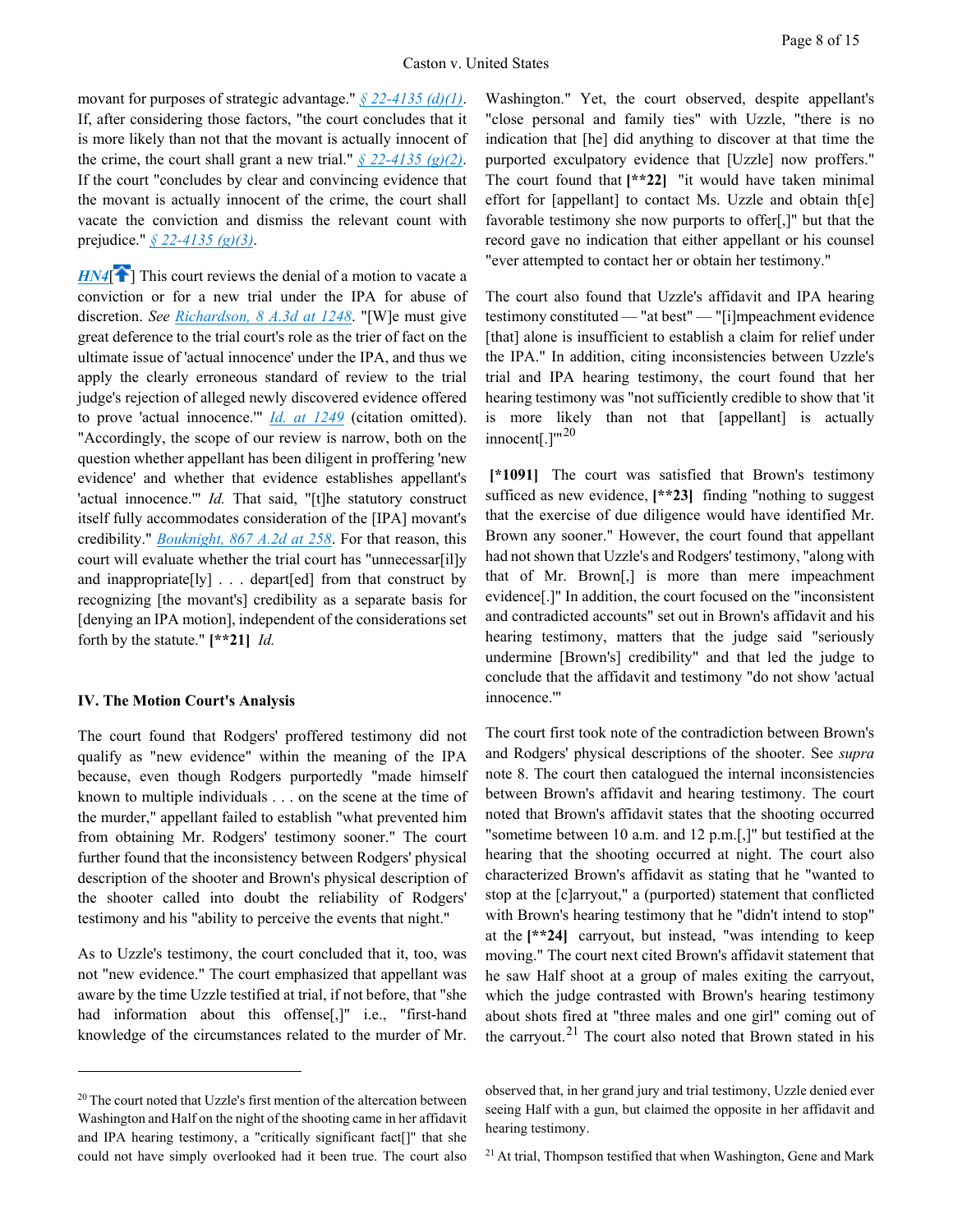movant for purposes of strategic advantage." *§ 22-4135 (d)(1)*. If, after considering those factors, "the court concludes that it is more likely than not that the movant is actually innocent of the crime, the court shall grant a new trial." *§ 22-4135 (g)(2)*. If the court "concludes by clear and convincing evidence that the movant is actually innocent of the crime, the court shall vacate the conviction and dismiss the relevant count with prejudice." *§ 22-4135 (g)(3)*.

*HN4*[] This court reviews the denial of a motion to vacate a conviction or for a new trial under the IPA for abuse of discretion. *See* *Richardson, 8 A.3d at 1248*. "[W]e must give great deference to the trial court's role as the trier of fact on the ultimate issue of 'actual innocence' under the IPA, and thus we apply the clearly erroneous standard of review to the trial judge's rejection of alleged newly discovered evidence offered to prove 'actual innocence.'" *Id. at 1249* (citation omitted). "Accordingly, the scope of our review is narrow, both on the question whether appellant has been diligent in proffering 'new evidence' and whether that evidence establishes appellant's 'actual innocence.'" *Id.* That said, "[t]he statutory construct itself fully accommodates consideration of the [IPA] movant's credibility." *Bouknight, 867 A.2d at 258*. For that reason, this court will evaluate whether the trial court has "unnecessar[il]y and inappropriate[ly] . . . depart[ed] from that construct by recognizing [the movant's] credibility as a separate basis for [denying an IPA motion], independent of the considerations set forth by the statute." **[\*\*21]** *Id.*

### IV. The Motion Court's Analysis

The court found that Rodgers' proffered testimony did not qualify as "new evidence" within the meaning of the IPA because, even though Rodgers purportedly "made himself known to multiple individuals . . . on the scene at the time of the murder," appellant failed to establish "what prevented him from obtaining Mr. Rodgers' testimony sooner." The court further found that the inconsistency between Rodgers' physical description of the shooter and Brown's physical description of the shooter called into doubt the reliability of Rodgers' testimony and his "ability to perceive the events that night."

As to Uzzle's testimony, the court concluded that it, too, was not "new evidence." The court emphasized that appellant was aware by the time Uzzle testified at trial, if not before, that "she had information about this offense[,]" i.e., "first-hand knowledge of the circumstances related to the murder of Mr. Washington." Yet, the court observed, despite appellant's "close personal and family ties" with Uzzle, "there is no indication that [he] did anything to discover at that time the purported exculpatory evidence that [Uzzle] now proffers." The court found that **[\*\*22]** "it would have taken minimal effort for [appellant] to contact Ms. Uzzle and obtain th[e] favorable testimony she now purports to offer[,]" but that the record gave no indication that either appellant or his counsel "ever attempted to contact her or obtain her testimony."

The court also found that Uzzle's affidavit and IPA hearing testimony constituted — "at best" — "[i]mpeachment evidence [that] alone is insufficient to establish a claim for relief under the IPA." In addition, citing inconsistencies between Uzzle's trial and IPA hearing testimony, the court found that her hearing testimony was "not sufficiently credible to show that 'it is more likely than not that [appellant] is actually innocent[.]'"[20]

**[\*1091]** The court was satisfied that Brown's testimony sufficed as new evidence, **[\*\*23]** finding "nothing to suggest that the exercise of due diligence would have identified Mr. Brown any sooner." However, the court found that appellant had not shown that Uzzle's and Rodgers' testimony, "along with that of Mr. Brown[,] is more than mere impeachment evidence[.]" In addition, the court focused on the "inconsistent and contradicted accounts" set out in Brown's affidavit and his hearing testimony, matters that the judge said "seriously undermine [Brown's] credibility" and that led the judge to conclude that the affidavit and testimony "do not show 'actual innocence.'"

The court first took note of the contradiction between Brown's and Rodgers' physical descriptions of the shooter. See *supra* note 8. The court then catalogued the internal inconsistencies between Brown's affidavit and hearing testimony. The court noted that Brown's affidavit states that the shooting occurred "sometime between 10 a.m. and 12 p.m.[,]" but testified at the hearing that the shooting occurred at night. The court also characterized Brown's affidavit as stating that he "wanted to stop at the [c]arryout," a (purported) statement that conflicted with Brown's hearing testimony that he "didn't intend to stop" at the **[\*\*24]** carryout, but instead, "was intending to keep moving." The court next cited Brown's affidavit statement that he saw Half shoot at a group of males exiting the carryout, which the judge contrasted with Brown's hearing testimony about shots fired at "three males and one girl" coming out of the carryout.[21] The court also noted that Brown stated in his

---

[20] The court noted that Uzzle's first mention of the altercation between Washington and Half on the night of the shooting came in her affidavit and IPA hearing testimony, a "critically significant fact[]" that she could not have simply overlooked had it been true. The court also observed that, in her grand jury and trial testimony, Uzzle denied ever seeing Half with a gun, but claimed the opposite in her affidavit and hearing testimony.

[21] At trial, Thompson testified that when Washington, Gene and Mark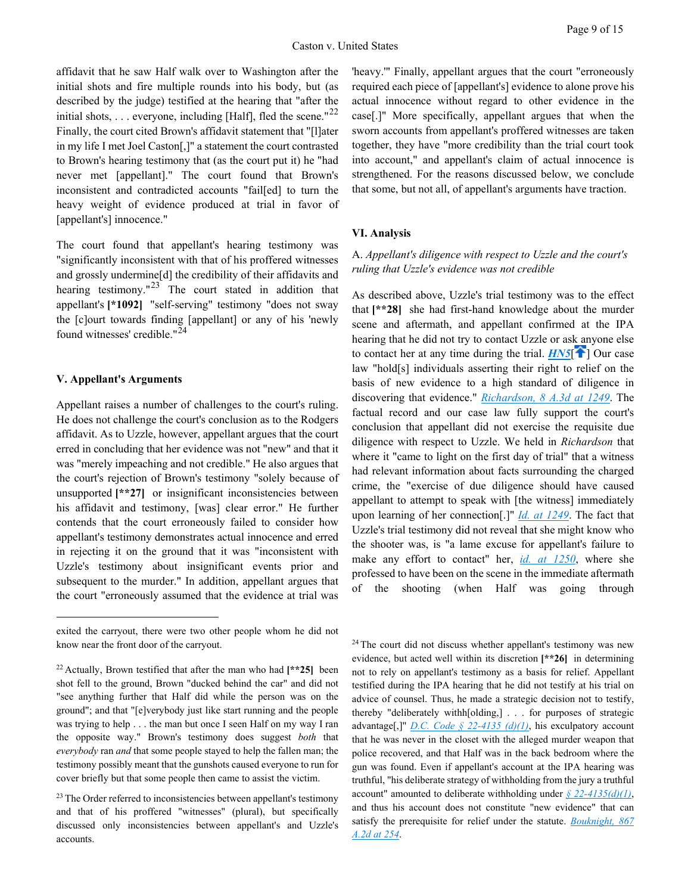affidavit that he saw Half walk over to Washington after the initial shots and fire multiple rounds into his body, but (as described by the judge) testified at the hearing that "after the initial shots, . . . everyone, including [Half], fled the scene."[22] Finally, the court cited Brown's affidavit statement that "[l]ater in my life I met Joel Caston[,]" a statement the court contrasted to Brown's hearing testimony that (as the court put it) he "had never met [appellant]." The court found that Brown's inconsistent and contradicted accounts "fail[ed] to turn the heavy weight of evidence produced at trial in favor of [appellant's] innocence."

The court found that appellant's hearing testimony was "significantly inconsistent with that of his proffered witnesses and grossly undermine[d] the credibility of their affidavits and hearing testimony."[23] The court stated in addition that appellant's **[*1092]** "self-serving" testimony "does not sway the [c]ourt towards finding [appellant] or any of his 'newly found witnesses' credible."[24]

## V. Appellant's Arguments

Appellant raises a number of challenges to the court's ruling. He does not challenge the court's conclusion as to the Rodgers affidavit. As to Uzzle, however, appellant argues that the court erred in concluding that her evidence was not "new" and that it was "merely impeaching and not credible." He also argues that the court's rejection of Brown's testimony "solely because of unsupported **[**27]** or insignificant inconsistencies between his affidavit and testimony, [was] clear error." He further contends that the court erroneously failed to consider how appellant's testimony demonstrates actual innocence and erred in rejecting it on the ground that it was "inconsistent with Uzzle's testimony about insignificant events prior and subsequent to the murder." In addition, appellant argues that the court "erroneously assumed that the evidence at trial was 'heavy.'" Finally, appellant argues that the court "erroneously required each piece of [appellant's] evidence to alone prove his actual innocence without regard to other evidence in the case[.]" More specifically, appellant argues that when the sworn accounts from appellant's proffered witnesses are taken together, they have "more credibility than the trial court took into account," and appellant's claim of actual innocence is strengthened. For the reasons discussed below, we conclude that some, but not all, of appellant's arguments have traction.

## VI. Analysis

### A. *Appellant's diligence with respect to Uzzle and the court's ruling that Uzzle's evidence was not credible*

As described above, Uzzle's trial testimony was to the effect that **[**28]** she had first-hand knowledge about the murder scene and aftermath, and appellant confirmed at the IPA hearing that he did not try to contact Uzzle or ask anyone else to contact her at any time during the trial. *HN5*[] Our case law "hold[s] individuals asserting their right to relief on the basis of new evidence to a high standard of diligence in discovering that evidence." *Richardson, 8 A.3d at 1249*. The factual record and our case law fully support the court's conclusion that appellant did not exercise the requisite due diligence with respect to Uzzle. We held in *Richardson* that where it "came to light on the first day of trial" that a witness had relevant information about facts surrounding the charged crime, the "exercise of due diligence should have caused appellant to attempt to speak with [the witness] immediately upon learning of her connection[.]" *Id. at 1249*. The fact that Uzzle's trial testimony did not reveal that she might know who the shooter was, is "a lame excuse for appellant's failure to make any effort to contact" her, *id. at 1250*, where she professed to have been on the scene in the immediate aftermath of the shooting (when Half was going through

---

exited the carryout, there were two other people whom he did not know near the front door of the carryout.

[22] Actually, Brown testified that after the man who had **[**25]** been shot fell to the ground, Brown "ducked behind the car" and did not "see anything further that Half did while the person was on the ground"; and that "[e]verybody just like start running and the people was trying to help . . . the man but once I seen Half on my way I ran the opposite way." Brown's testimony does suggest *both* that *everybody* ran *and* that some people stayed to help the fallen man; the testimony possibly meant that the gunshots caused everyone to run for cover briefly but that some people then came to assist the victim.

[23] The Order referred to inconsistencies between appellant's testimony and that of his proffered "witnesses" (plural), but specifically discussed only inconsistencies between appellant's and Uzzle's accounts.

[24] The court did not discuss whether appellant's testimony was new evidence, but acted well within its discretion **[**26]** in determining not to rely on appellant's testimony as a basis for relief. Appellant testified during the IPA hearing that he did not testify at his trial on advice of counsel. Thus, he made a strategic decision not to testify, thereby "deliberately withh[olding,] . . . for purposes of strategic advantage[,]" *D.C. Code § 22-4135 (d)(1)*, his exculpatory account that he was never in the closet with the alleged murder weapon that police recovered, and that Half was in the back bedroom where the gun was found. Even if appellant's account at the IPA hearing was truthful, "his deliberate strategy of withholding from the jury a truthful account" amounted to deliberate withholding under *§ 22-4135(d)(1)*, and thus his account does not constitute "new evidence" that can satisfy the prerequisite for relief under the statute. *Bouknight, 867 A.2d at 254*.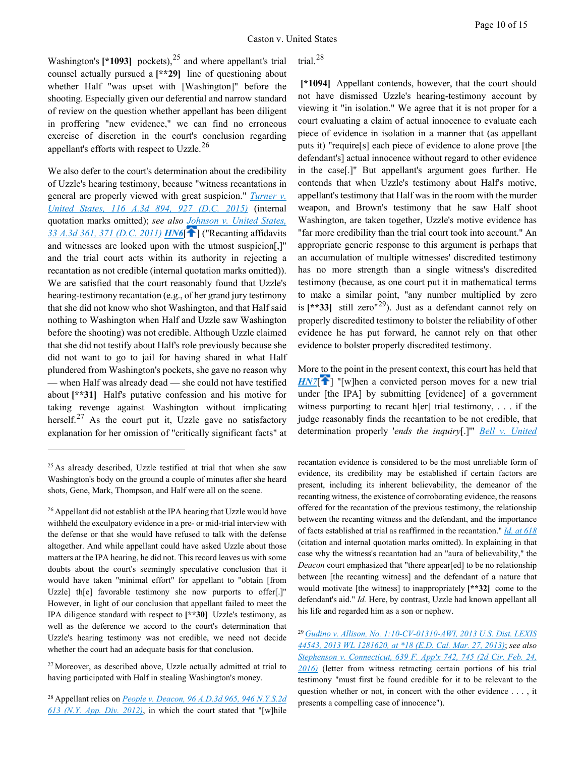Washington's [*1093] pockets),[25] and where appellant's trial counsel actually pursued a [**29] line of questioning about whether Half "was upset with [Washington]" before the shooting. Especially given our deferential and narrow standard of review on the question whether appellant has been diligent in proffering "new evidence," we can find no erroneous exercise of discretion in the court's conclusion regarding appellant's efforts with respect to Uzzle.[26]

We also defer to the court's determination about the credibility of Uzzle's hearing testimony, because "witness recantations in general are properly viewed with great suspicion." *Turner v. United States, 116 A.3d 894, 927 (D.C. 2015)* (internal quotation marks omitted); *see also Johnson v. United States, 33 A.3d 361, 371 (D.C. 2011)* **HN6**[] ("Recanting affidavits and witnesses are looked upon with the utmost suspicion[,]" and the trial court acts within its authority in rejecting a recantation as not credible (internal quotation marks omitted)). We are satisfied that the court reasonably found that Uzzle's hearing-testimony recantation (e.g., of her grand jury testimony that she did not know who shot Washington, and that Half said nothing to Washington when Half and Uzzle saw Washington before the shooting) was not credible. Although Uzzle claimed that she did not testify about Half's role previously because she did not want to go to jail for having shared in what Half plundered from Washington's pockets, she gave no reason why — when Half was already dead — she could not have testified about [**31] Half's putative confession and his motive for taking revenge against Washington without implicating herself.[27] As the court put it, Uzzle gave no satisfactory explanation for her omission of "critically significant facts" at trial.[28]

[*1094] Appellant contends, however, that the court should not have dismissed Uzzle's hearing-testimony account by viewing it "in isolation." We agree that it is not proper for a court evaluating a claim of actual innocence to evaluate each piece of evidence in isolation in a manner that (as appellant puts it) "require[s] each piece of evidence to alone prove [the defendant's] actual innocence without regard to other evidence in the case[.]" But appellant's argument goes further. He contends that when Uzzle's testimony about Half's motive, appellant's testimony that Half was in the room with the murder weapon, and Brown's testimony that he saw Half shoot Washington, are taken together, Uzzle's motive evidence has "far more credibility than the trial court took into account." An appropriate generic response to this argument is perhaps that an accumulation of multiple witnesses' discredited testimony has no more strength than a single witness's discredited testimony (because, as one court put it in mathematical terms to make a similar point, "any number multiplied by zero is [**33] still zero"[29]). Just as a defendant cannot rely on properly discredited testimony to bolster the reliability of other evidence he has put forward, he cannot rely on that other evidence to bolster properly discredited testimony.

More to the point in the present context, this court has held that **HN7**[] "[w]hen a convicted person moves for a new trial under [the IPA] by submitting [evidence] of a government witness purporting to recant h[er] trial testimony, . . . if the judge reasonably finds the recantation to be not credible, that determination properly '*ends the inquiry*[.]'" *Bell v. United*

---

[25] As already described, Uzzle testified at trial that when she saw Washington's body on the ground a couple of minutes after she heard shots, Gene, Mark, Thompson, and Half were all on the scene.

[26] Appellant did not establish at the IPA hearing that Uzzle would have withheld the exculpatory evidence in a pre- or mid-trial interview with the defense or that she would have refused to talk with the defense altogether. And while appellant could have asked Uzzle about those matters at the IPA hearing, he did not. This record leaves us with some doubts about the court's seemingly speculative conclusion that it would have taken "minimal effort" for appellant to "obtain [from Uzzle] th[e] favorable testimony she now purports to offer[.]" However, in light of our conclusion that appellant failed to meet the IPA diligence standard with respect to [**30] Uzzle's testimony, as well as the deference we accord to the court's determination that Uzzle's hearing testimony was not credible, we need not decide whether the court had an adequate basis for that conclusion.

[27] Moreover, as described above, Uzzle actually admitted at trial to having participated with Half in stealing Washington's money.

[28] Appellant relies on *People v. Deacon, 96 A.D.3d 965, 946 N.Y.S.2d 613 (N.Y. App. Div. 2012)*, in which the court stated that "[w]hile recantation evidence is considered to be the most unreliable form of evidence, its credibility may be established if certain factors are present, including its inherent believability, the demeanor of the recanting witness, the existence of corroborating evidence, the reasons offered for the recantation of the previous testimony, the relationship between the recanting witness and the defendant, and the importance of facts established at trial as reaffirmed in the recantation." *Id. at 618* (citation and internal quotation marks omitted). In explaining in that case why the witness's recantation had an "aura of believability," the *Deacon* court emphasized that "there appear[ed] to be no relationship between [the recanting witness] and the defendant of a nature that would motivate [the witness] to inappropriately [**32] come to the defendant's aid." *Id.* Here, by contrast, Uzzle had known appellant all his life and regarded him as a son or nephew.

[29] *Gudino v. Allison, No. 1:10-CV-01310-AWI, 2013 U.S. Dist. LEXIS 44543, 2013 WL 1281620, at *18 (E.D. Cal. Mar. 27, 2013)*; *see also Stephenson v. Connecticut, 639 F. App'x 742, 745 (2d Cir. Feb. 24, 2016)* (letter from witness retracting certain portions of his trial testimony "must first be found credible for it to be relevant to the question whether or not, in concert with the other evidence . . . , it presents a compelling case of innocence").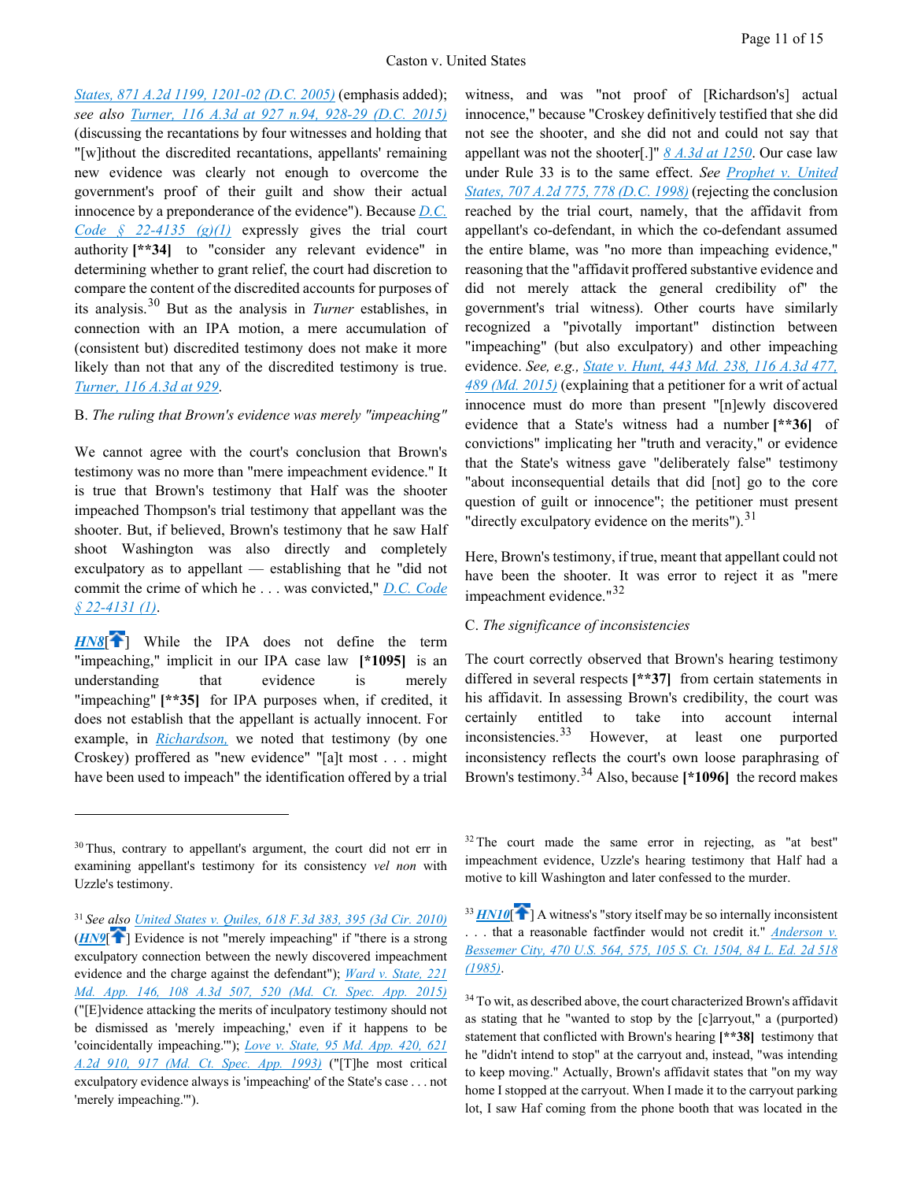*States, 871 A.2d 1199, 1201-02 (D.C. 2005)* (emphasis added); *see also* *Turner, 116 A.3d at 927 n.94, 928-29 (D.C. 2015)* (discussing the recantations by four witnesses and holding that "[w]ithout the discredited recantations, appellants' remaining new evidence was clearly not enough to overcome the government's proof of their guilt and show their actual innocence by a preponderance of the evidence"). Because *D.C. Code § 22-4135 (g)(1)* expressly gives the trial court authority **[\*\*34]** to "consider any relevant evidence" in determining whether to grant relief, the court had discretion to compare the content of the discredited accounts for purposes of its analysis.[30] But as the analysis in *Turner* establishes, in connection with an IPA motion, a mere accumulation of (consistent but) discredited testimony does not make it more likely than not that any of the discredited testimony is true. *Turner, 116 A.3d at 929*.

B. *The ruling that Brown's evidence was merely "impeaching"*

We cannot agree with the court's conclusion that Brown's testimony was no more than "mere impeachment evidence." It is true that Brown's testimony that Half was the shooter impeached Thompson's trial testimony that appellant was the shooter. But, if believed, Brown's testimony that he saw Half shoot Washington was also directly and completely exculpatory as to appellant — establishing that he "did not commit the crime of which he . . . was convicted," *D.C. Code § 22-4131 (1)*.

*HN8* While the IPA does not define the term "impeaching," implicit in our IPA case law **[\*1095]** is an understanding that evidence is merely "impeaching" **[\*\*35]** for IPA purposes when, if credited, it does not establish that the appellant is actually innocent. For example, in *Richardson,* we noted that testimony (by one Croskey) proffered as "new evidence" "[a]t most . . . might have been used to impeach" the identification offered by a trial witness, and was "not proof of [Richardson's] actual innocence," because "Croskey definitively testified that she did not see the shooter, and she did not and could not say that appellant was not the shooter[.]" *8 A.3d at 1250*. Our case law under Rule 33 is to the same effect. *See* *Prophet v. United States, 707 A.2d 775, 778 (D.C. 1998)* (rejecting the conclusion reached by the trial court, namely, that the affidavit from appellant's co-defendant, in which the co-defendant assumed the entire blame, was "no more than impeaching evidence," reasoning that the "affidavit proffered substantive evidence and did not merely attack the general credibility of" the government's trial witness). Other courts have similarly recognized a "pivotally important" distinction between "impeaching" (but also exculpatory) and other impeaching evidence. *See, e.g.,* *State v. Hunt, 443 Md. 238, 116 A.3d 477, 489 (Md. 2015)* (explaining that a petitioner for a writ of actual innocence must do more than present "[n]ewly discovered evidence that a State's witness had a number **[\*\*36]** of convictions" implicating her "truth and veracity," or evidence that the State's witness gave "deliberately false" testimony "about inconsequential details that did [not] go to the core question of guilt or innocence"; the petitioner must present "directly exculpatory evidence on the merits").[31]

Here, Brown's testimony, if true, meant that appellant could not have been the shooter. It was error to reject it as "mere impeachment evidence."[32]

C. *The significance of inconsistencies*

The court correctly observed that Brown's hearing testimony differed in several respects **[\*\*37]** from certain statements in his affidavit. In assessing Brown's credibility, the court was certainly entitled to take into account internal inconsistencies.[33] However, at least one purported inconsistency reflects the court's own loose paraphrasing of Brown's testimony.[34] Also, because **[\*1096]** the record makes

---

[30] Thus, contrary to appellant's argument, the court did not err in examining appellant's testimony for its consistency *vel non* with Uzzle's testimony.

[31] *See also* *United States v. Quiles, 618 F.3d 383, 395 (3d Cir. 2010)* (*HN9* Evidence is not "merely impeaching" if "there is a strong exculpatory connection between the newly discovered impeachment evidence and the charge against the defendant"); *Ward v. State, 221 Md. App. 146, 108 A.3d 507, 520 (Md. Ct. Spec. App. 2015)* ("[E]vidence attacking the merits of inculpatory testimony should not be dismissed as 'merely impeaching,' even if it happens to be 'coincidentally impeaching.'"); *Love v. State, 95 Md. App. 420, 621 A.2d 910, 917 (Md. Ct. Spec. App. 1993)* ("[T]he most critical exculpatory evidence always is 'impeaching' of the State's case . . . not 'merely impeaching.'").

[32] The court made the same error in rejecting, as "at best" impeachment evidence, Uzzle's hearing testimony that Half had a motive to kill Washington and later confessed to the murder.

[33] *HN10* A witness's "story itself may be so internally inconsistent . . . that a reasonable factfinder would not credit it." *Anderson v. Bessemer City, 470 U.S. 564, 575, 105 S. Ct. 1504, 84 L. Ed. 2d 518 (1985)*.

[34] To wit, as described above, the court characterized Brown's affidavit as stating that he "wanted to stop by the [c]arryout," a (purported) statement that conflicted with Brown's hearing **[\*\*38]** testimony that he "didn't intend to stop" at the carryout and, instead, "was intending to keep moving." Actually, Brown's affidavit states that "on my way home I stopped at the carryout. When I made it to the carryout parking lot, I saw Haf coming from the phone booth that was located in the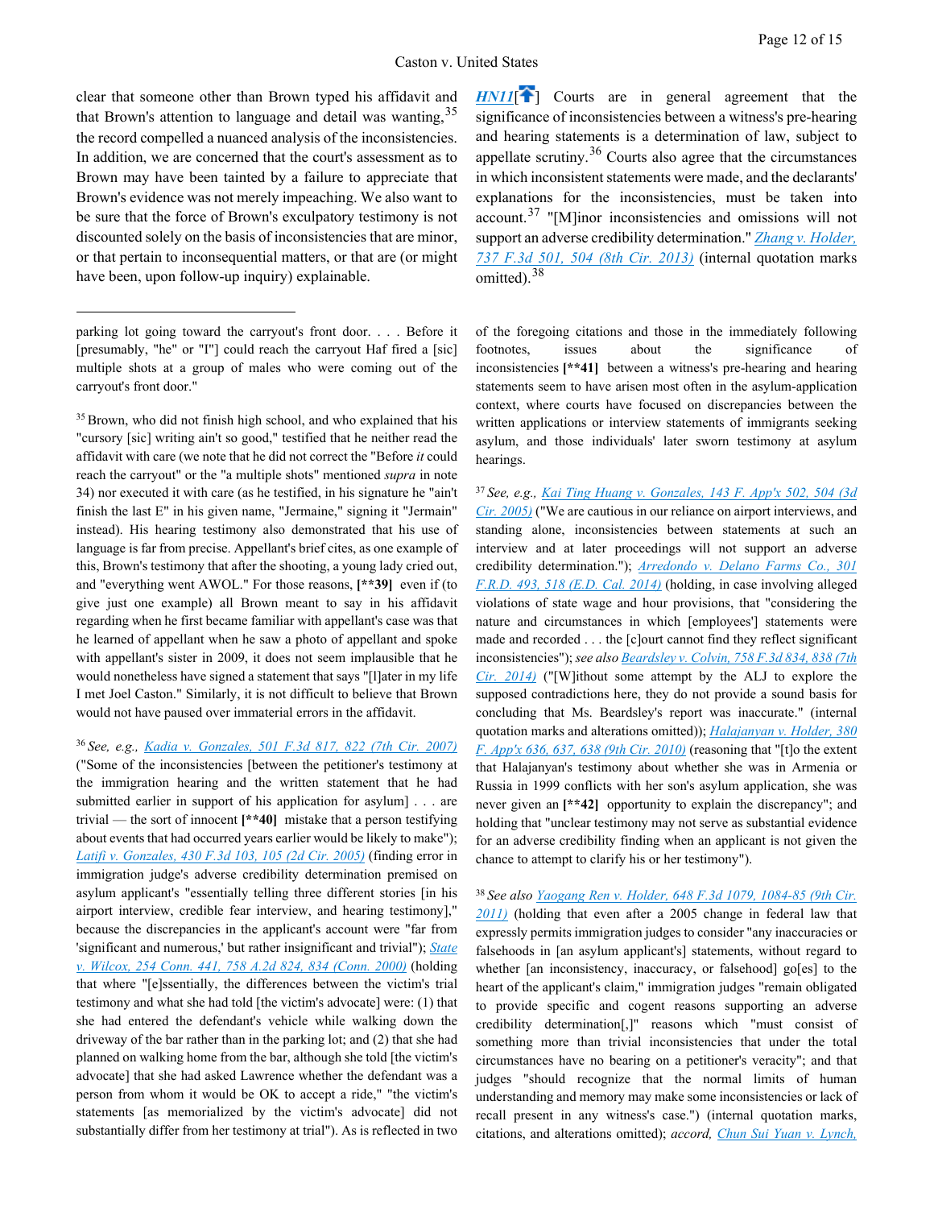clear that someone other than Brown typed his affidavit and that Brown's attention to language and detail was wanting,[35] the record compelled a nuanced analysis of the inconsistencies. In addition, we are concerned that the court's assessment as to Brown may have been tainted by a failure to appreciate that Brown's evidence was not merely impeaching. We also want to be sure that the force of Brown's exculpatory testimony is not discounted solely on the basis of inconsistencies that are minor, or that pertain to inconsequential matters, or that are (or might have been, upon follow-up inquiry) explainable.

HN11[] Courts are in general agreement that the significance of inconsistencies between a witness's pre-hearing and hearing statements is a determination of law, subject to appellate scrutiny.[36] Courts also agree that the circumstances in which inconsistent statements were made, and the declarants' explanations for the inconsistencies, must be taken into account.[37] "[M]inor inconsistencies and omissions will not support an adverse credibility determination." *Zhang v. Holder, 737 F.3d 501, 504 (8th Cir. 2013)* (internal quotation marks omitted).[38]

---

parking lot going toward the carryout's front door. . . . Before it [presumably, "he" or "I"] could reach the carryout Haf fired a [sic] multiple shots at a group of males who were coming out of the carryout's front door."

[35] Brown, who did not finish high school, and who explained that his "cursory [sic] writing ain't so good," testified that he neither read the affidavit with care (we note that he did not correct the "Before *it* could reach the carryout" or the "a multiple shots" mentioned *supra* in note 34) nor executed it with care (as he testified, in his signature he "ain't finish the last E" in his given name, "Jermaine," signing it "Jermain" instead). His hearing testimony also demonstrated that his use of language is far from precise. Appellant's brief cites, as one example of this, Brown's testimony that after the shooting, a young lady cried out, and "everything went AWOL." For those reasons, **[\*\*39]** even if (to give just one example) all Brown meant to say in his affidavit regarding when he first became familiar with appellant's case was that he learned of appellant when he saw a photo of appellant and spoke with appellant's sister in 2009, it does not seem implausible that he would nonetheless have signed a statement that says "[l]ater in my life I met Joel Caston." Similarly, it is not difficult to believe that Brown would not have paused over immaterial errors in the affidavit.

[36] *See, e.g., Kadia v. Gonzales, 501 F.3d 817, 822 (7th Cir. 2007)* ("Some of the inconsistencies [between the petitioner's testimony at the immigration hearing and the written statement that he had submitted earlier in support of his application for asylum] . . . are trivial — the sort of innocent **[\*\*40]** mistake that a person testifying about events that had occurred years earlier would be likely to make"); *Latifi v. Gonzales, 430 F.3d 103, 105 (2d Cir. 2005)* (finding error in immigration judge's adverse credibility determination premised on asylum applicant's "essentially telling three different stories [in his airport interview, credible fear interview, and hearing testimony]," because the discrepancies in the applicant's account were "far from 'significant and numerous,' but rather insignificant and trivial"); *State v. Wilcox, 254 Conn. 441, 758 A.2d 824, 834 (Conn. 2000)* (holding that where "[e]ssentially, the differences between the victim's trial testimony and what she had told [the victim's advocate] were: (1) that she had entered the defendant's vehicle while walking down the driveway of the bar rather than in the parking lot; and (2) that she had planned on walking home from the bar, although she told [the victim's advocate] that she had asked Lawrence whether the defendant was a person from whom it would be OK to accept a ride," "the victim's statements [as memorialized by the victim's advocate] did not substantially differ from her testimony at trial"). As is reflected in two of the foregoing citations and those in the immediately following footnotes, issues about the significance of inconsistencies **[\*\*41]** between a witness's pre-hearing and hearing statements seem to have arisen most often in the asylum-application context, where courts have focused on discrepancies between the written applications or interview statements of immigrants seeking asylum, and those individuals' later sworn testimony at asylum hearings.

[37] *See, e.g., Kai Ting Huang v. Gonzales, 143 F. App'x 502, 504 (3d Cir. 2005)* ("We are cautious in our reliance on airport interviews, and standing alone, inconsistencies between statements at such an interview and at later proceedings will not support an adverse credibility determination."); *Arredondo v. Delano Farms Co., 301 F.R.D. 493, 518 (E.D. Cal. 2014)* (holding, in case involving alleged violations of state wage and hour provisions, that "considering the nature and circumstances in which [employees'] statements were made and recorded . . . the [c]ourt cannot find they reflect significant inconsistencies"); *see also Beardsley v. Colvin, 758 F.3d 834, 838 (7th Cir. 2014)* ("[W]ithout some attempt by the ALJ to explore the supposed contradictions here, they do not provide a sound basis for concluding that Ms. Beardsley's report was inaccurate." (internal quotation marks and alterations omitted)); *Halajanyan v. Holder, 380 F. App'x 636, 637, 638 (9th Cir. 2010)* (reasoning that "[t]o the extent that Halajanyan's testimony about whether she was in Armenia or Russia in 1999 conflicts with her son's asylum application, she was never given an **[\*\*42]** opportunity to explain the discrepancy"; and holding that "unclear testimony may not serve as substantial evidence for an adverse credibility finding when an applicant is not given the chance to attempt to clarify his or her testimony").

[38] *See also Yaogang Ren v. Holder, 648 F.3d 1079, 1084-85 (9th Cir. 2011)* (holding that even after a 2005 change in federal law that expressly permits immigration judges to consider "any inaccuracies or falsehoods in [an asylum applicant's] statements, without regard to whether [an inconsistency, inaccuracy, or falsehood] go[es] to the heart of the applicant's claim," immigration judges "remain obligated to provide specific and cogent reasons supporting an adverse credibility determination[,]" reasons which "must consist of something more than trivial inconsistencies that under the total circumstances have no bearing on a petitioner's veracity"; and that judges "should recognize that the normal limits of human understanding and memory may make some inconsistencies or lack of recall present in any witness's case.") (internal quotation marks, citations, and alterations omitted); *accord, Chun Sui Yuan v. Lynch,*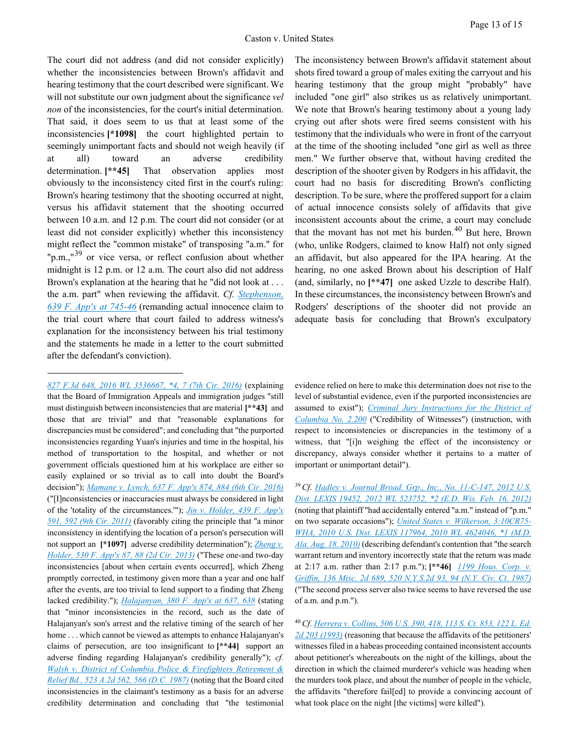The court did not address (and did not consider explicitly) whether the inconsistencies between Brown's affidavit and hearing testimony that the court described were significant. We will not substitute our own judgment about the significance *vel non* of the inconsistencies, for the court's initial determination. That said, it does seem to us that at least some of the inconsistencies **[*1098]** the court highlighted pertain to seemingly unimportant facts and should not weigh heavily (if at all) toward an adverse credibility determination. **[**45]** That observation applies most obviously to the inconsistency cited first in the court's ruling: Brown's hearing testimony that the shooting occurred at night, versus his affidavit statement that the shooting occurred between 10 a.m. and 12 p.m. The court did not consider (or at least did not consider explicitly) whether this inconsistency might reflect the "common mistake" of transposing "a.m." for "p.m.,"[39] or vice versa, or reflect confusion about whether midnight is 12 p.m. or 12 a.m. The court also did not address Brown's explanation at the hearing that he "did not look at . . . the a.m. part" when reviewing the affidavit. *Cf.* *Stephenson, 639 F. App'x at 745-46* (remanding actual innocence claim to the trial court where that court failed to address witness's explanation for the inconsistency between his trial testimony and the statements he made in a letter to the court submitted after the defendant's conviction).

The inconsistency between Brown's affidavit statement about shots fired toward a group of males exiting the carryout and his hearing testimony that the group might "probably" have included "one girl" also strikes us as relatively unimportant. We note that Brown's hearing testimony about a young lady crying out after shots were fired seems consistent with his testimony that the individuals who were in front of the carryout at the time of the shooting included "one girl as well as three men." We further observe that, without having credited the description of the shooter given by Rodgers in his affidavit, the court had no basis for discrediting Brown's conflicting description. To be sure, where the proffered support for a claim of actual innocence consists solely of affidavits that give inconsistent accounts about the crime, a court may conclude that the movant has not met his burden.[40] But here, Brown (who, unlike Rodgers, claimed to know Half) not only signed an affidavit, but also appeared for the IPA hearing. At the hearing, no one asked Brown about his description of Half (and, similarly, no **[**47]** one asked Uzzle to describe Half). In these circumstances, the inconsistency between Brown's and Rodgers' descriptions of the shooter did not provide an adequate basis for concluding that Brown's exculpatory

---

*827 F.3d 648, 2016 WL 3536667, *4, 7 (7th Cir. 2016)* (explaining that the Board of Immigration Appeals and immigration judges "still must distinguish between inconsistencies that are material **[**43]** and those that are trivial" and that "reasonable explanations for discrepancies must be considered"; and concluding that "the purported inconsistencies regarding Yuan's injuries and time in the hospital, his method of transportation to the hospital, and whether or not government officials questioned him at his workplace are either so easily explained or so trivial as to call into doubt the Board's decision"); *Mamane v. Lynch, 637 F. App'x 874, 884 (6th Cir. 2016)* ("[I]nconsistencies or inaccuracies must always be considered in light of the 'totality of the circumstances.'"); *Jin v. Holder, 439 F. App'x 591, 592 (9th Cir. 2011)* (favorably citing the principle that "a minor inconsistency in identifying the location of a person's persecution will not support an **[*1097]** adverse credibility determination"); *Zheng v. Holder, 530 F. App'x 87, 88 (2d Cir. 2013)* ("These one-and two-day inconsistencies [about when certain events occurred], which Zheng promptly corrected, in testimony given more than a year and one half after the events, are too trivial to lend support to a finding that Zheng lacked credibility."); *Halajanyan, 380 F. App'x at 637, 638* (stating that "minor inconsistencies in the record, such as the date of Halajanyan's son's arrest and the relative timing of the search of her home . . . which cannot be viewed as attempts to enhance Halajanyan's claims of persecution, are too insignificant to **[**44]** support an adverse finding regarding Halajanyan's credibility generally"); *cf.* *Walsh v. District of Columbia Police & Firefighters Retirement & Relief Bd., 523 A.2d 562, 566 (D.C. 1987)* (noting that the Board cited inconsistencies in the claimant's testimony as a basis for an adverse credibility determination and concluding that "the testimonial evidence relied on here to make this determination does not rise to the level of substantial evidence, even if the purported inconsistencies are assumed to exist"); *Criminal Jury Instructions for the District of Columbia No. 2.200* ("Credibility of Witnesses") (instruction, with respect to inconsistencies or discrepancies in the testimony of a witness, that "[i]n weighing the effect of the inconsistency or discrepancy, always consider whether it pertains to a matter of important or unimportant detail").

[39] *Cf.* *Hadley v. Journal Broad. Grp., Inc., No. 11-C-147, 2012 U.S. Dist. LEXIS 19452, 2012 WL 523752, *2 (E.D. Wis. Feb. 16, 2012)* (noting that plaintiff "had accidentally entered "a.m." instead of "p.m." on two separate occasions"); *United States v. Wilkerson, 3:10CR75-WHA, 2010 U.S. Dist. LEXIS 117964, 2010 WL 4624046, *1 (M.D. Ala. Aug. 18. 2010)* (describing defendant's contention that "the search warrant return and inventory incorrectly state that the return was made at 2:17 a.m. rather than 2:17 p.m."); **[**46]** *1199 Hous. Corp. v. Griffin, 136 Misc. 2d 689, 520 N.Y.S.2d 93, 94 (N.Y. Civ. Ct. 1987)* ("The second process server also twice seems to have reversed the use of a.m. and p.m.").

[40] *Cf.* *Herrera v. Collins, 506 U.S. 390, 418, 113 S. Ct. 853, 122 L. Ed. 2d 203 (1993)* (reasoning that because the affidavits of the petitioners' witnesses filed in a habeas proceeding contained inconsistent accounts about petitioner's whereabouts on the night of the killings, about the direction in which the claimed murderer's vehicle was heading when the murders took place, and about the number of people in the vehicle, the affidavits "therefore fail[ed] to provide a convincing account of what took place on the night [the victims] were killed").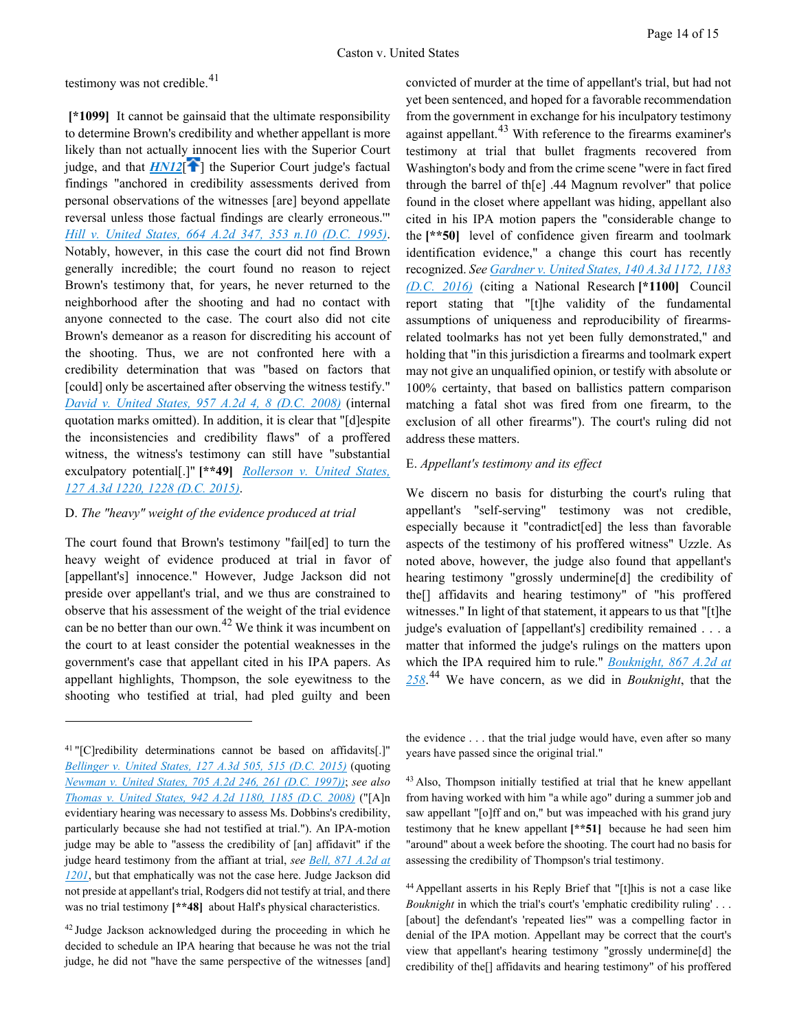testimony was not credible.[41]

**[*1099]** It cannot be gainsaid that the ultimate responsibility to determine Brown's credibility and whether appellant is more likely than not actually innocent lies with the Superior Court judge, and that *HN12*[] the Superior Court judge's factual findings "anchored in credibility assessments derived from personal observations of the witnesses [are] beyond appellate reversal unless those factual findings are clearly erroneous.'" *Hill v. United States, 664 A.2d 347, 353 n.10 (D.C. 1995)*. Notably, however, in this case the court did not find Brown generally incredible; the court found no reason to reject Brown's testimony that, for years, he never returned to the neighborhood after the shooting and had no contact with anyone connected to the case. The court also did not cite Brown's demeanor as a reason for discrediting his account of the shooting. Thus, we are not confronted here with a credibility determination that was "based on factors that [could] only be ascertained after observing the witness testify." *David v. United States, 957 A.2d 4, 8 (D.C. 2008)* (internal quotation marks omitted). In addition, it is clear that "[d]espite the inconsistencies and credibility flaws" of a proffered witness, the witness's testimony can still have "substantial exculpatory potential[.]" **[**49]** *Rollerson v. United States, 127 A.3d 1220, 1228 (D.C. 2015)*.

D. *The "heavy" weight of the evidence produced at trial*

The court found that Brown's testimony "fail[ed] to turn the heavy weight of evidence produced at trial in favor of [appellant's] innocence." However, Judge Jackson did not preside over appellant's trial, and we thus are constrained to observe that his assessment of the weight of the trial evidence can be no better than our own.[42] We think it was incumbent on the court to at least consider the potential weaknesses in the government's case that appellant cited in his IPA papers. As appellant highlights, Thompson, the sole eyewitness to the shooting who testified at trial, had pled guilty and been convicted of murder at the time of appellant's trial, but had not yet been sentenced, and hoped for a favorable recommendation from the government in exchange for his inculpatory testimony against appellant.[43] With reference to the firearms examiner's testimony at trial that bullet fragments recovered from Washington's body and from the crime scene "were in fact fired through the barrel of th[e] .44 Magnum revolver" that police found in the closet where appellant was hiding, appellant also cited in his IPA motion papers the "considerable change to the **[**50]** level of confidence given firearm and toolmark identification evidence," a change this court has recently recognized. *See Gardner v. United States, 140 A.3d 1172, 1183 (D.C. 2016)* (citing a National Research **[*1100]** Council report stating that "[t]he validity of the fundamental assumptions of uniqueness and reproducibility of firearms-related toolmarks has not yet been fully demonstrated," and holding that "in this jurisdiction a firearms and toolmark expert may not give an unqualified opinion, or testify with absolute or 100% certainty, that based on ballistics pattern comparison matching a fatal shot was fired from one firearm, to the exclusion of all other firearms"). The court's ruling did not address these matters.

E. *Appellant's testimony and its effect*

We discern no basis for disturbing the court's ruling that appellant's "self-serving" testimony was not credible, especially because it "contradict[ed] the less than favorable aspects of the testimony of his proffered witness" Uzzle. As noted above, however, the judge also found that appellant's hearing testimony "grossly undermine[d] the credibility of the[] affidavits and hearing testimony" of "his proffered witnesses." In light of that statement, it appears to us that "[t]he judge's evaluation of [appellant's] credibility remained . . . a matter that informed the judge's rulings on the matters upon which the IPA required him to rule." *Bouknight, 867 A.2d at 258*.[44] We have concern, as we did in *Bouknight*, that the

---

[41] "[C]redibility determinations cannot be based on affidavits[.]" *Bellinger v. United States, 127 A.3d 505, 515 (D.C. 2015)* (quoting *Newman v. United States, 705 A.2d 246, 261 (D.C. 1997)*); *see also Thomas v. United States, 942 A.2d 1180, 1185 (D.C. 2008)* ("[A]n evidentiary hearing was necessary to assess Ms. Dobbins's credibility, particularly because she had not testified at trial."). An IPA-motion judge may be able to "assess the credibility of [an] affidavit" if the judge heard testimony from the affiant at trial, *see Bell, 871 A.2d at 1201*, but that emphatically was not the case here. Judge Jackson did not preside at appellant's trial, Rodgers did not testify at trial, and there was no trial testimony **[**48]** about Half's physical characteristics.

[42] Judge Jackson acknowledged during the proceeding in which he decided to schedule an IPA hearing that because he was not the trial judge, he did not "have the same perspective of the witnesses [and] the evidence . . . that the trial judge would have, even after so many years have passed since the original trial."

[43] Also, Thompson initially testified at trial that he knew appellant from having worked with him "a while ago" during a summer job and saw appellant "[o]ff and on," but was impeached with his grand jury testimony that he knew appellant **[**51]** because he had seen him "around" about a week before the shooting. The court had no basis for assessing the credibility of Thompson's trial testimony.

[44] Appellant asserts in his Reply Brief that "[t]his is not a case like *Bouknight* in which the trial's court's 'emphatic credibility ruling' . . . [about] the defendant's 'repeated lies'" was a compelling factor in denial of the IPA motion. Appellant may be correct that the court's view that appellant's hearing testimony "grossly undermine[d] the credibility of the[] affidavits and hearing testimony" of his proffered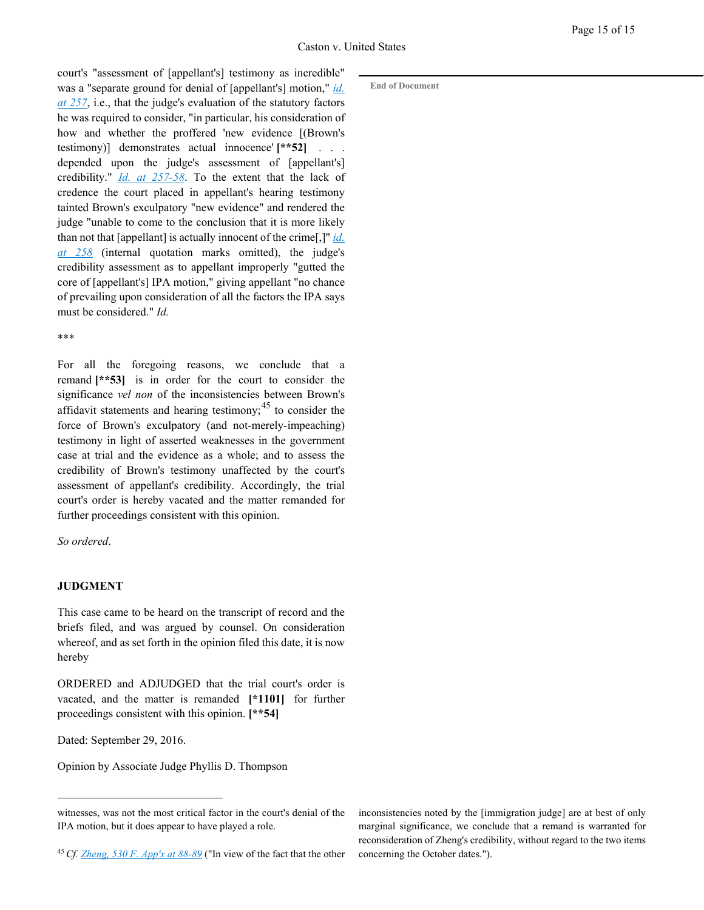court's "assessment of [appellant's] testimony as incredible" was a "separate ground for denial of [appellant's] motion," *id. at 257*, i.e., that the judge's evaluation of the statutory factors he was required to consider, "in particular, his consideration of how and whether the proffered 'new evidence [(Brown's testimony)] demonstrates actual innocence' **[**52]** . . . depended upon the judge's assessment of [appellant's] credibility." *Id. at 257-58*. To the extent that the lack of credence the court placed in appellant's hearing testimony tainted Brown's exculpatory "new evidence" and rendered the judge "unable to come to the conclusion that it is more likely than not that [appellant] is actually innocent of the crime[,]" *id. at 258* (internal quotation marks omitted), the judge's credibility assessment as to appellant improperly "gutted the core of [appellant's] IPA motion," giving appellant "no chance of prevailing upon consideration of all the factors the IPA says must be considered." *Id.*

***

For all the foregoing reasons, we conclude that a remand **[**53]** is in order for the court to consider the significance *vel non* of the inconsistencies between Brown's affidavit statements and hearing testimony;[45] to consider the force of Brown's exculpatory (and not-merely-impeaching) testimony in light of asserted weaknesses in the government case at trial and the evidence as a whole; and to assess the credibility of Brown's testimony unaffected by the court's assessment of appellant's credibility. Accordingly, the trial court's order is hereby vacated and the matter remanded for further proceedings consistent with this opinion.

*So ordered*.

**JUDGMENT**

This case came to be heard on the transcript of record and the briefs filed, and was argued by counsel. On consideration whereof, and as set forth in the opinion filed this date, it is now hereby

ORDERED and ADJUDGED that the trial court's order is vacated, and the matter is remanded **[*1101]** for further proceedings consistent with this opinion. **[**54]**

Dated: September 29, 2016.

Opinion by Associate Judge Phyllis D. Thompson

End of Document

---

witnesses, was not the most critical factor in the court's denial of the IPA motion, but it does appear to have played a role.

[45] *Cf.* *Zheng, 530 F. App'x at 88-89* ("In view of the fact that the other inconsistencies noted by the [immigration judge] are at best of only marginal significance, we conclude that a remand is warranted for reconsideration of Zheng's credibility, without regard to the two items concerning the October dates.").